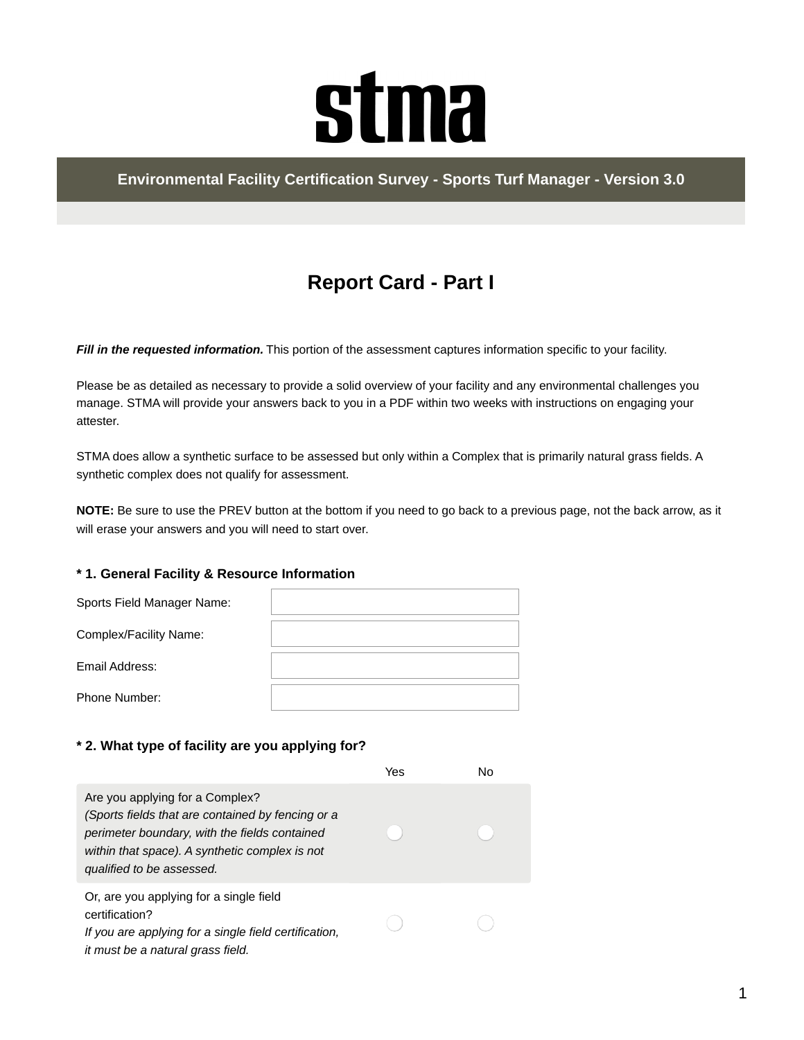# stma

## Environmental Facility Certification Survey - Sports Turf Manager - Version 3.0

## Report Card - Part I

***Fill in the requested information.*** This portion of the assessment captures information specific to your facility.

Please be as detailed as necessary to provide a solid overview of your facility and any environmental challenges you manage. STMA will provide your answers back to you in a PDF within two weeks with instructions on engaging your attester.

STMA does allow a synthetic surface to be assessed but only within a Complex that is primarily natural grass fields. A synthetic complex does not qualify for assessment.

**NOTE:** Be sure to use the PREV button at the bottom if you need to go back to a previous page, not the back arrow, as it will erase your answers and you will need to start over.

**\* 1. General Facility & Resource Information**

| | |
|---|---|
| Sports Field Manager Name: | |
| Complex/Facility Name: | |
| Email Address: | |
| Phone Number: | |

**\* 2. What type of facility are you applying for?**

| | Yes | No |
|---|---|---|
| Are you applying for a Complex? *(Sports fields that are contained by fencing or a perimeter boundary, with the fields contained within that space). A synthetic complex is not qualified to be assessed.* | ○ | ○ |
| Or, are you applying for a single field certification? *If you are applying for a single field certification, it must be a natural grass field.* | ○ | ○ |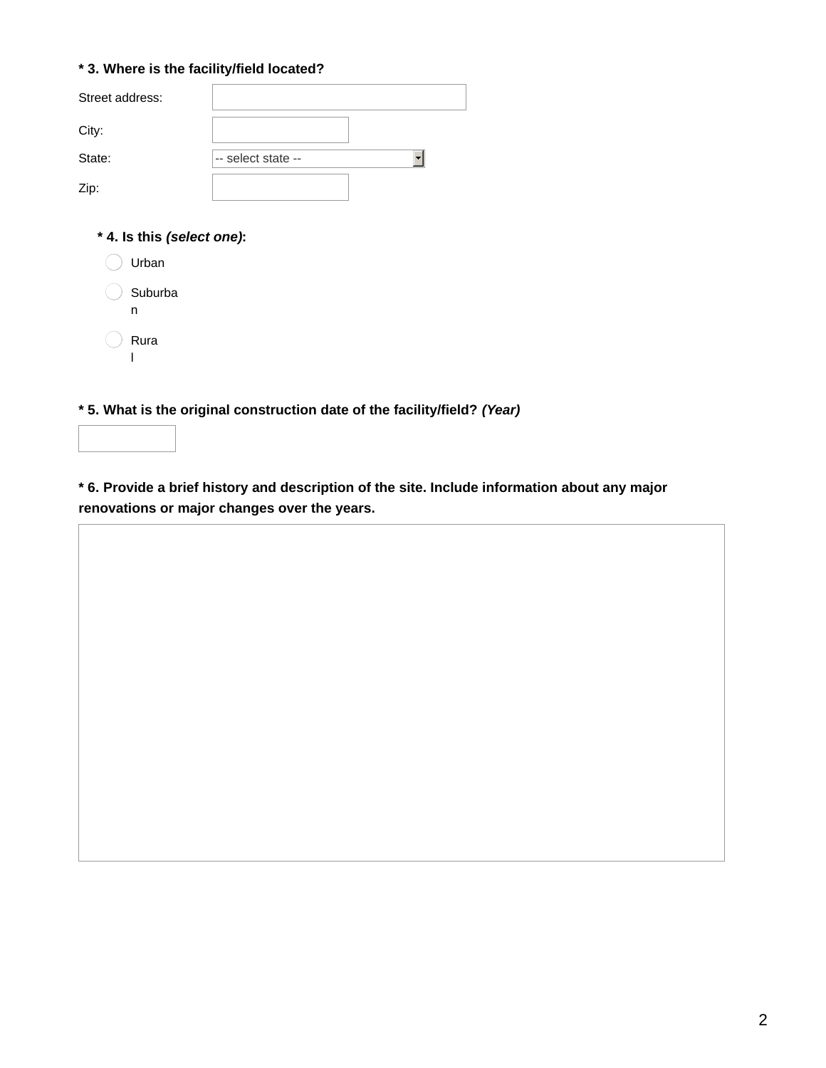**\* 3. Where is the facility/field located?**

Street address:

City:

State: -- select state --

Zip:

**\* 4. Is this *(select one)*:**

- Urban
- Suburban
- Rural

**\* 5. What is the original construction date of the facility/field? *(Year)***

**\* 6. Provide a brief history and description of the site. Include information about any major renovations or major changes over the years.**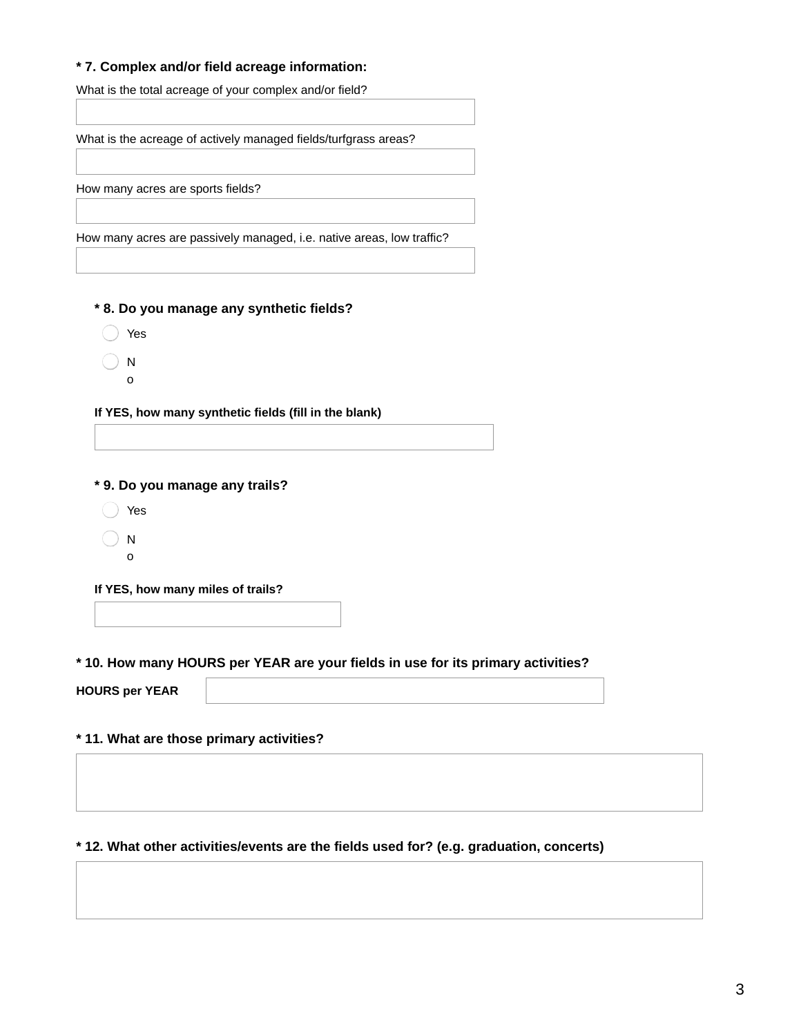**\* 7. Complex and/or field acreage information:**

What is the total acreage of your complex and/or field?

What is the acreage of actively managed fields/turfgrass areas?

How many acres are sports fields?

How many acres are passively managed, i.e. native areas, low traffic?

**\* 8. Do you manage any synthetic fields?**

- Yes
- No

**If YES, how many synthetic fields (fill in the blank)**

**\* 9. Do you manage any trails?**

- Yes
- No

**If YES, how many miles of trails?**

**\* 10. How many HOURS per YEAR are your fields in use for its primary activities?**

**HOURS per YEAR**

**\* 11. What are those primary activities?**

**\* 12. What other activities/events are the fields used for? (e.g. graduation, concerts)**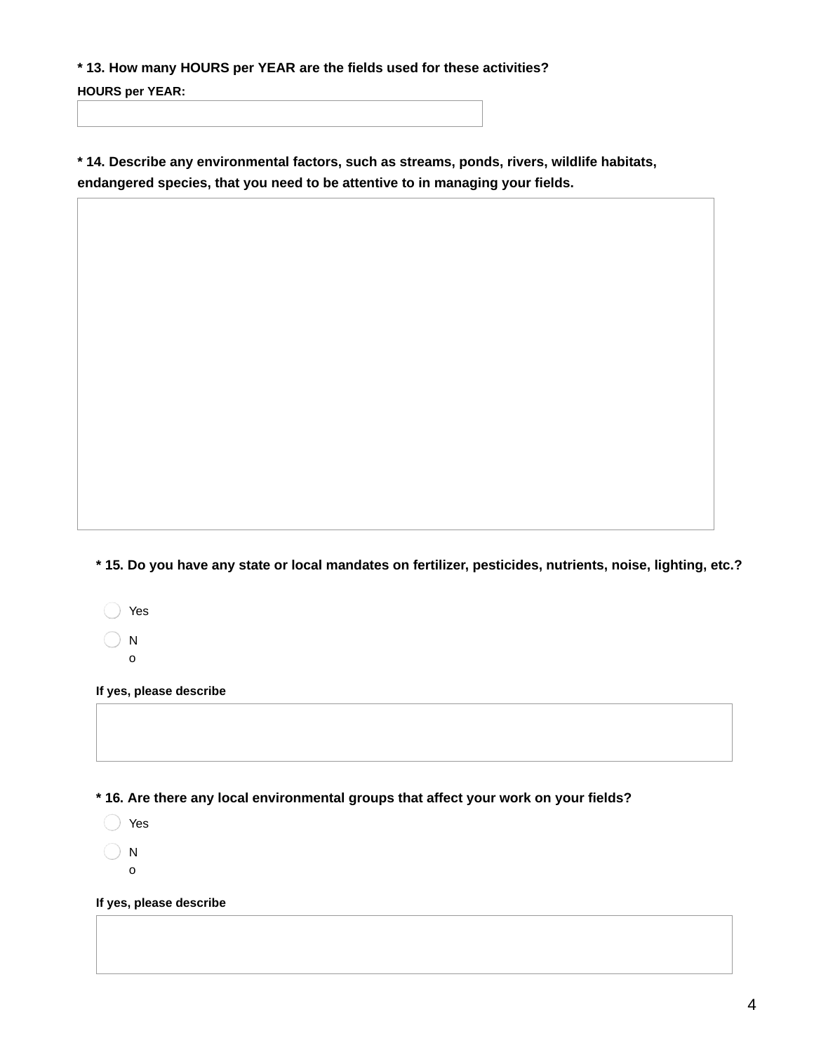**\* 13. How many HOURS per YEAR are the fields used for these activities?**

**HOURS per YEAR:**

\_\_\_\_\_\_\_\_\_\_\_\_\_\_\_\_\_\_\_\_\_\_\_\_\_\_\_\_\_\_\_\_

**\* 14. Describe any environmental factors, such as streams, ponds, rivers, wildlife habitats, endangered species, that you need to be attentive to in managing your fields.**

\_\_\_\_\_\_\_\_\_\_\_\_\_\_\_\_\_\_\_\_\_\_\_\_\_\_\_\_\_\_\_\_

**\* 15. Do you have any state or local mandates on fertilizer, pesticides, nutrients, noise, lighting, etc.?**

- ◯ Yes
- ◯ No

**If yes, please describe**

\_\_\_\_\_\_\_\_\_\_\_\_\_\_\_\_\_\_\_\_\_\_\_\_\_\_\_\_\_\_\_\_

**\* 16. Are there any local environmental groups that affect your work on your fields?**

- ◯ Yes
- ◯ No

**If yes, please describe**

\_\_\_\_\_\_\_\_\_\_\_\_\_\_\_\_\_\_\_\_\_\_\_\_\_\_\_\_\_\_\_\_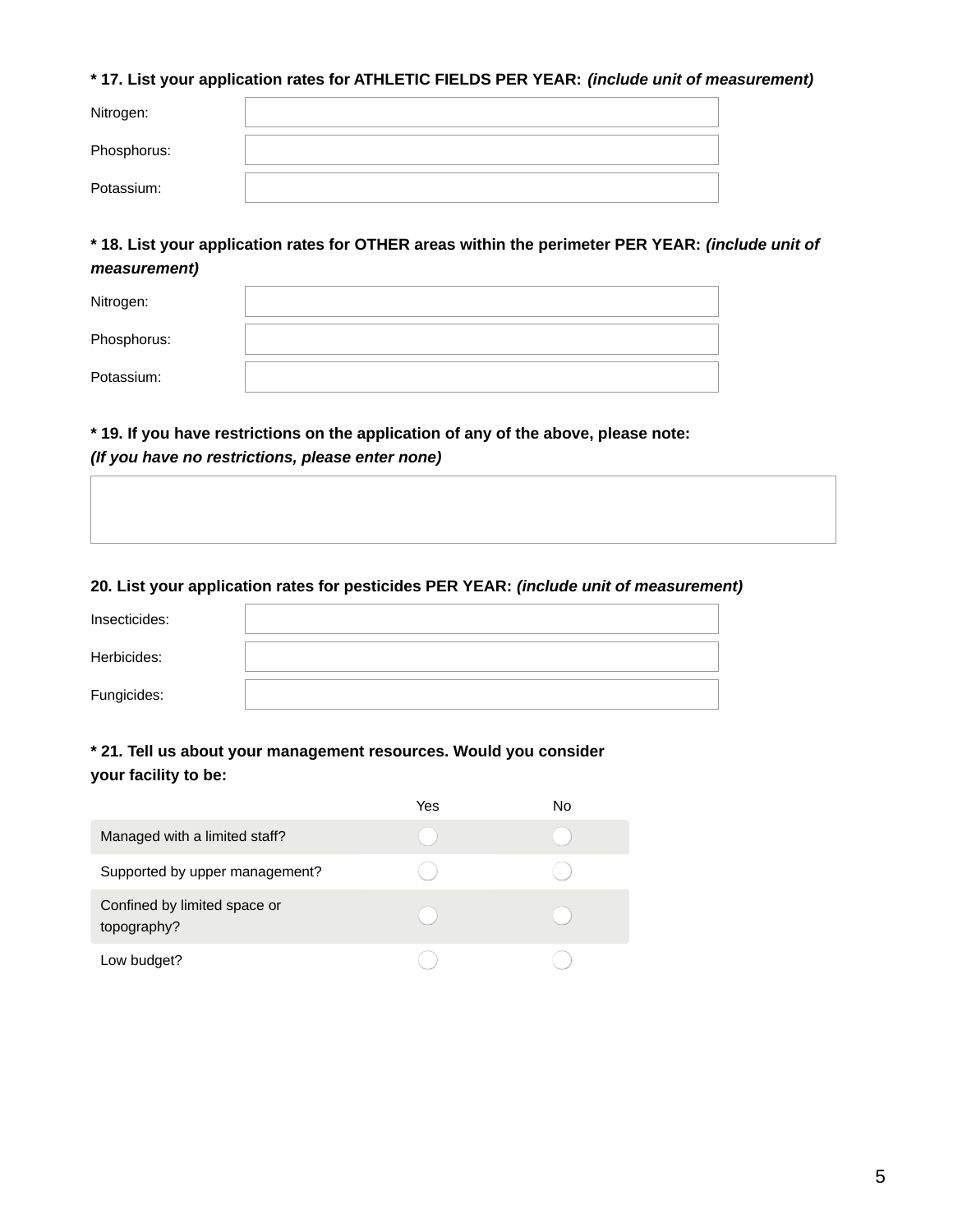**\* 17. List your application rates for ATHLETIC FIELDS PER YEAR:** ***(include unit of measurement)***

| | |
|---|---|
| Nitrogen: | |
| Phosphorus: | |
| Potassium: | |

**\* 18. List your application rates for OTHER areas within the perimeter PER YEAR:** ***(include unit of measurement)***

| | |
|---|---|
| Nitrogen: | |
| Phosphorus: | |
| Potassium: | |

**\* 19. If you have restrictions on the application of any of the above, please note:**
***(If you have no restrictions, please enter none)***

| |
|---|
| |

**20. List your application rates for pesticides PER YEAR:** ***(include unit of measurement)***

| | |
|---|---|
| Insecticides: | |
| Herbicides: | |
| Fungicides: | |

**\* 21. Tell us about your management resources. Would you consider your facility to be:**

| | Yes | No |
|---|---|---|
| Managed with a limited staff? | ○ | ○ |
| Supported by upper management? | ○ | ○ |
| Confined by limited space or topography? | ○ | ○ |
| Low budget? | ○ | ○ |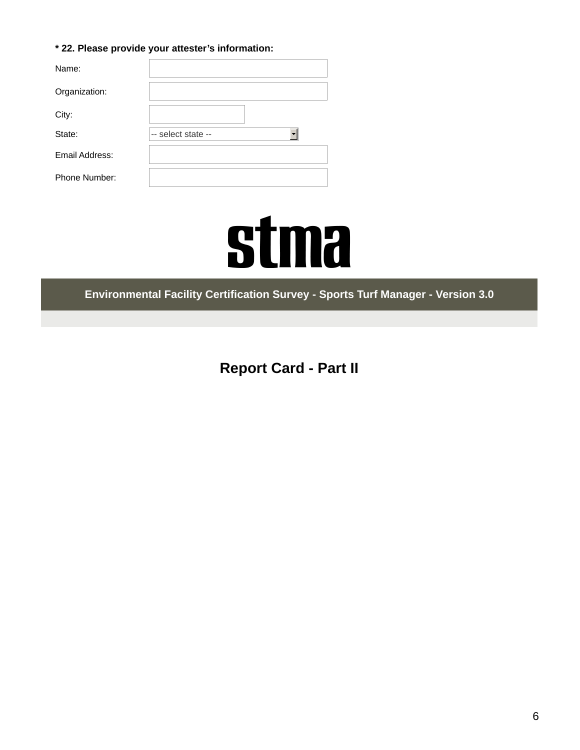**\* 22. Please provide your attester's information:**

| | |
|---|---|
| Name: | |
| Organization: | |
| City: | |
| State: | -- select state -- |
| Email Address: | |
| Phone Number: | |

stma

**Environmental Facility Certification Survey - Sports Turf Manager - Version 3.0**

## Report Card - Part II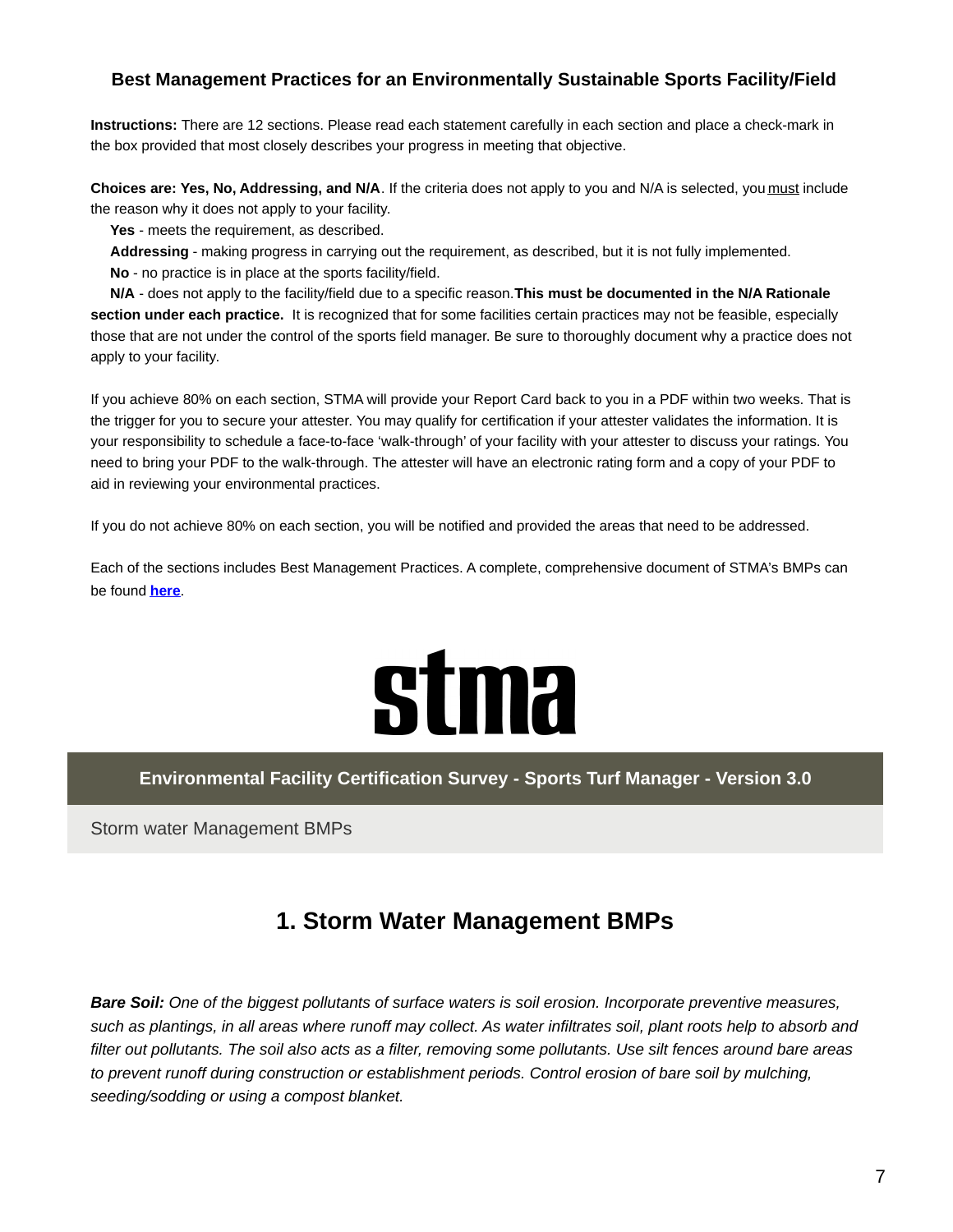### Best Management Practices for an Environmentally Sustainable Sports Facility/Field

**Instructions:** There are 12 sections. Please read each statement carefully in each section and place a check-mark in the box provided that most closely describes your progress in meeting that objective.

**Choices are: Yes, No, Addressing, and N/A**. If the criteria does not apply to you and N/A is selected, you must include the reason why it does not apply to your facility.

- **Yes** - meets the requirement, as described.
- **Addressing** - making progress in carrying out the requirement, as described, but it is not fully implemented.
- **No** - no practice is in place at the sports facility/field.
- **N/A** - does not apply to the facility/field due to a specific reason. **This must be documented in the N/A Rationale section under each practice.** It is recognized that for some facilities certain practices may not be feasible, especially those that are not under the control of the sports field manager. Be sure to thoroughly document why a practice does not apply to your facility.

If you achieve 80% on each section, STMA will provide your Report Card back to you in a PDF within two weeks. That is the trigger for you to secure your attester. You may qualify for certification if your attester validates the information. It is your responsibility to schedule a face-to-face 'walk-through' of your facility with your attester to discuss your ratings. You need to bring your PDF to the walk-through. The attester will have an electronic rating form and a copy of your PDF to aid in reviewing your environmental practices.

If you do not achieve 80% on each section, you will be notified and provided the areas that need to be addressed.

Each of the sections includes Best Management Practices. A complete, comprehensive document of STMA's BMPs can be found **here**.

stma

**Environmental Facility Certification Survey - Sports Turf Manager - Version 3.0**

Storm water Management BMPs

## 1. Storm Water Management BMPs

***Bare Soil:*** *One of the biggest pollutants of surface waters is soil erosion. Incorporate preventive measures, such as plantings, in all areas where runoff may collect. As water infiltrates soil, plant roots help to absorb and filter out pollutants. The soil also acts as a filter, removing some pollutants. Use silt fences around bare areas to prevent runoff during construction or establishment periods. Control erosion of bare soil by mulching, seeding/sodding or using a compost blanket.*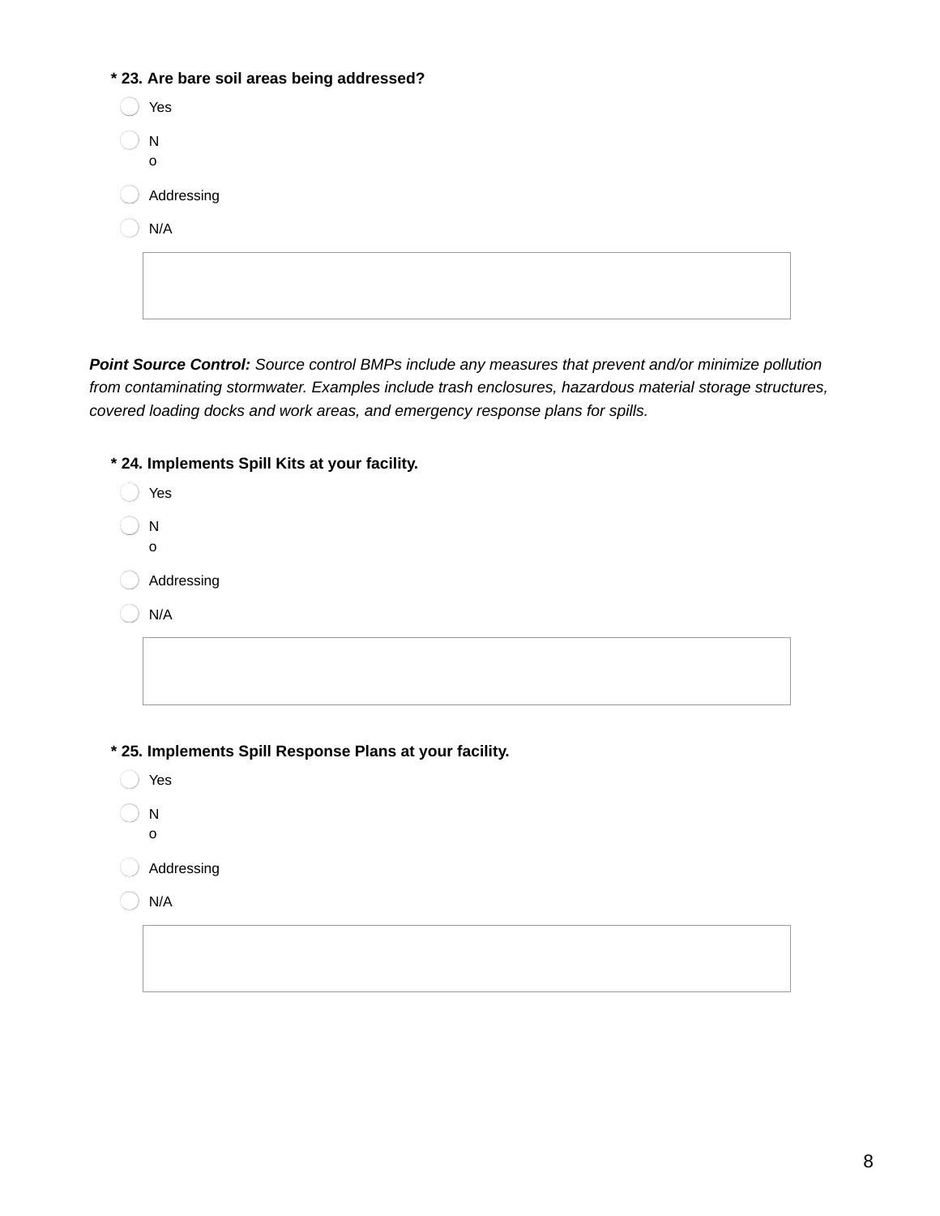**\* 23. Are bare soil areas being addressed?**

- Yes
- No
- Addressing
- N/A

*Point Source Control:* *Source control BMPs include any measures that prevent and/or minimize pollution from contaminating stormwater. Examples include trash enclosures, hazardous material storage structures, covered loading docks and work areas, and emergency response plans for spills.*

**\* 24. Implements Spill Kits at your facility.**

- Yes
- No
- Addressing
- N/A

**\* 25. Implements Spill Response Plans at your facility.**

- Yes
- No
- Addressing
- N/A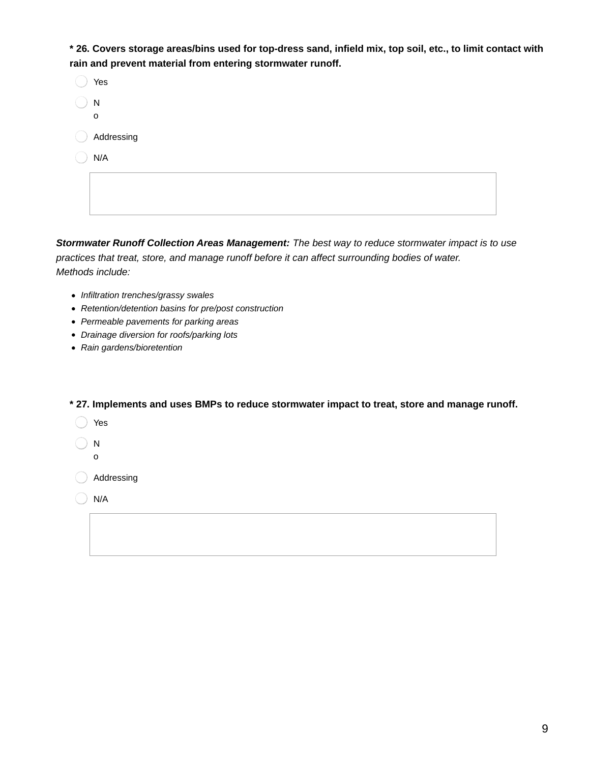**\* 26. Covers storage areas/bins used for top-dress sand, infield mix, top soil, etc., to limit contact with rain and prevent material from entering stormwater runoff.**

- Yes
- No
- Addressing
- N/A

***Stormwater Runoff Collection Areas Management:*** *The best way to reduce stormwater impact is to use practices that treat, store, and manage runoff before it can affect surrounding bodies of water. Methods include:*

- *Infiltration trenches/grassy swales*
- *Retention/detention basins for pre/post construction*
- *Permeable pavements for parking areas*
- *Drainage diversion for roofs/parking lots*
- *Rain gardens/bioretention*

**\* 27. Implements and uses BMPs to reduce stormwater impact to treat, store and manage runoff.**

- Yes
- No
- Addressing
- N/A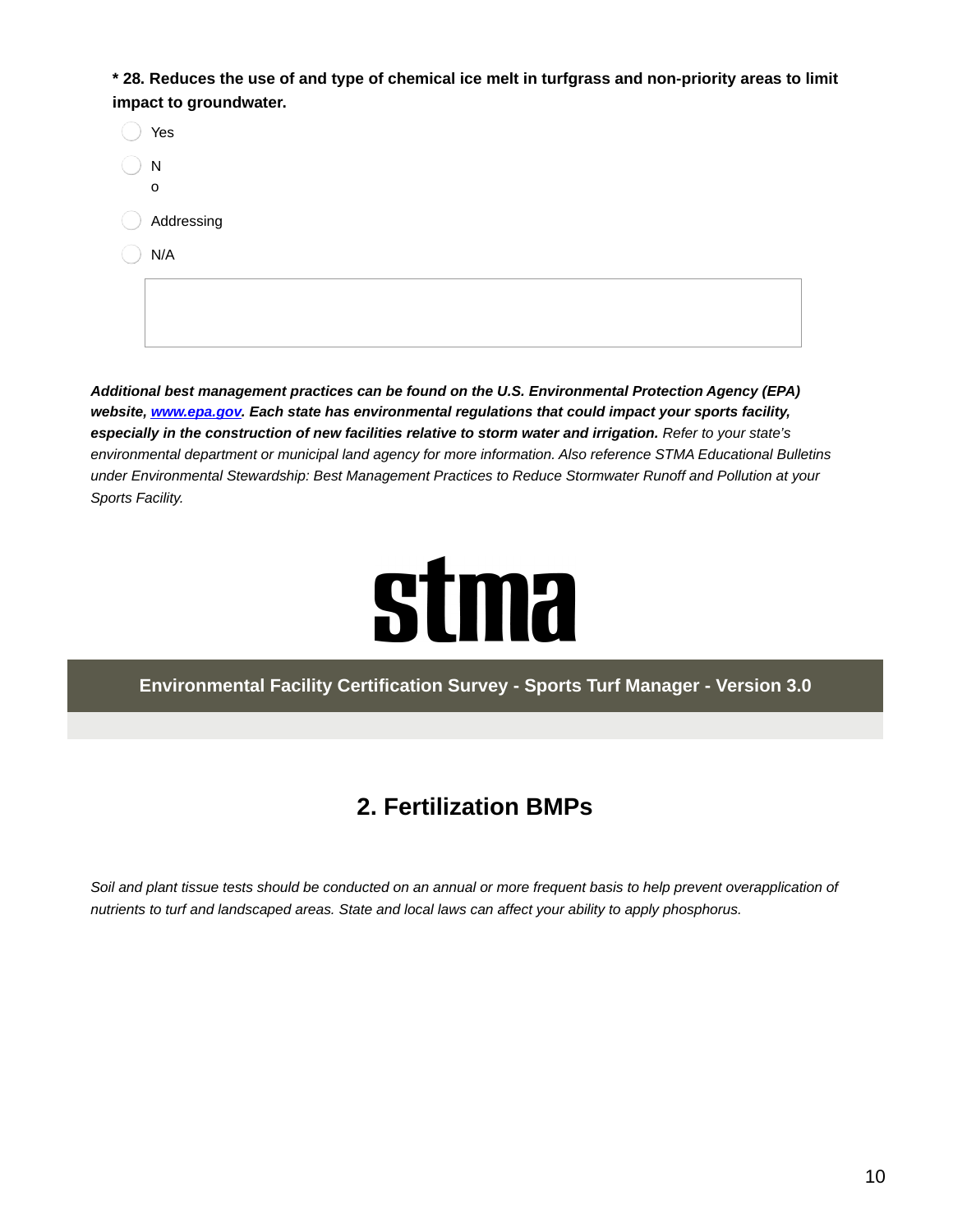**\* 28. Reduces the use of and type of chemical ice melt in turfgrass and non-priority areas to limit impact to groundwater.**

- Yes
- No
- Addressing
- N/A

*__Additional best management practices can be found on the U.S. Environmental Protection Agency (EPA) website, [www.epa.gov](http://www.epa.gov). Each state has environmental regulations that could impact your sports facility, especially in the construction of new facilities relative to storm water and irrigation.__ Refer to your state's environmental department or municipal land agency for more information. Also reference STMA Educational Bulletins under Environmental Stewardship: Best Management Practices to Reduce Stormwater Runoff and Pollution at your Sports Facility.*

stma

**Environmental Facility Certification Survey - Sports Turf Manager - Version 3.0**

## 2. Fertilization BMPs

*Soil and plant tissue tests should be conducted on an annual or more frequent basis to help prevent overapplication of nutrients to turf and landscaped areas. State and local laws can affect your ability to apply phosphorus.*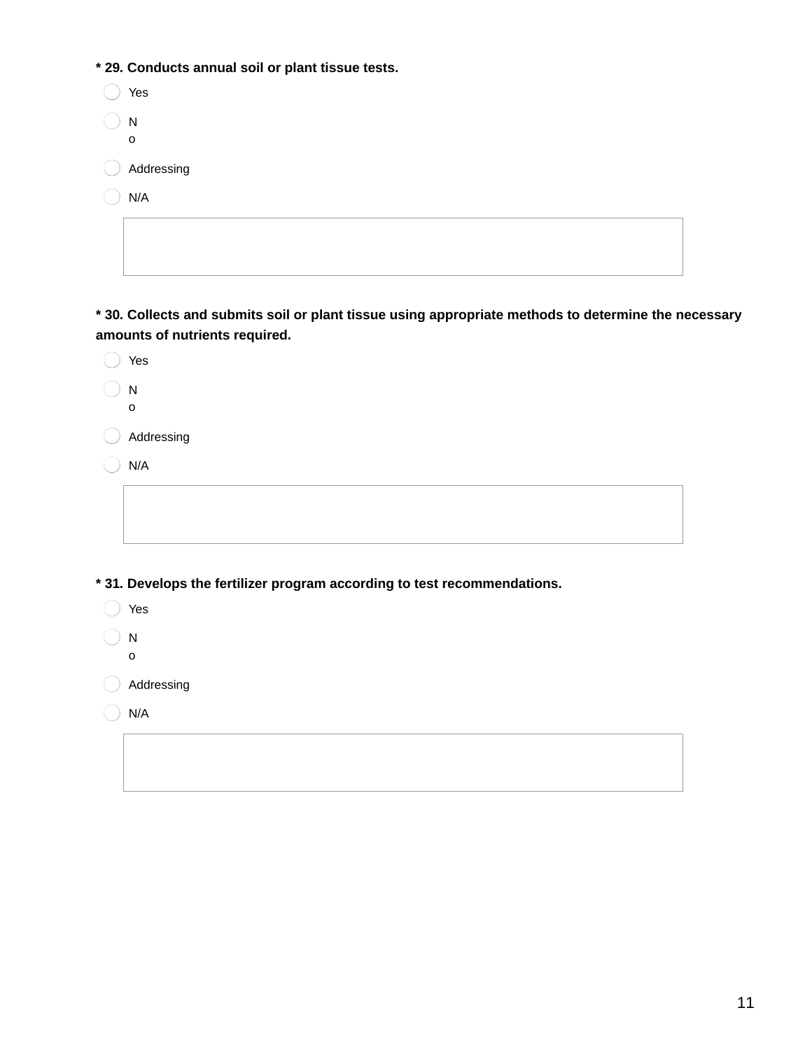**\* 29. Conducts annual soil or plant tissue tests.**

- Yes
- No
- Addressing
- N/A

**\* 30. Collects and submits soil or plant tissue using appropriate methods to determine the necessary amounts of nutrients required.**

- Yes
- No
- Addressing
- N/A

**\* 31. Develops the fertilizer program according to test recommendations.**

- Yes
- No
- Addressing
- N/A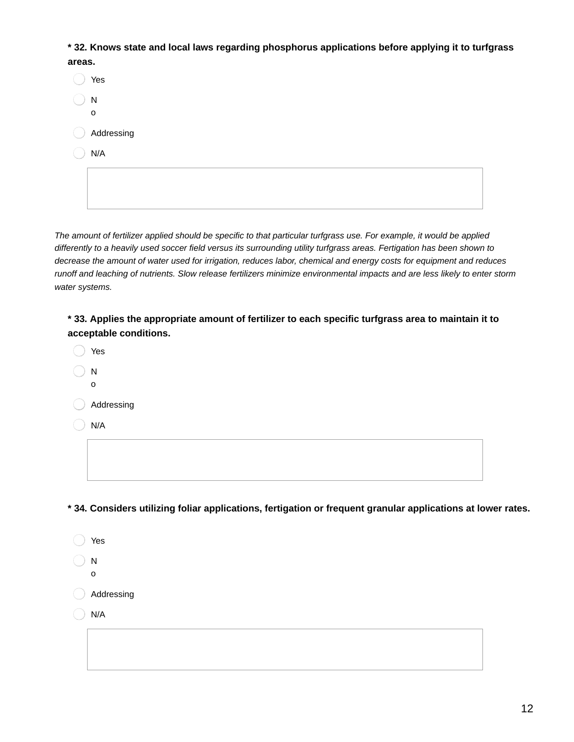**\* 32. Knows state and local laws regarding phosphorus applications before applying it to turfgrass areas.**

- Yes
- No
- Addressing
- N/A

*The amount of fertilizer applied should be specific to that particular turfgrass use. For example, it would be applied differently to a heavily used soccer field versus its surrounding utility turfgrass areas. Fertigation has been shown to decrease the amount of water used for irrigation, reduces labor, chemical and energy costs for equipment and reduces runoff and leaching of nutrients. Slow release fertilizers minimize environmental impacts and are less likely to enter storm water systems.*

**\* 33. Applies the appropriate amount of fertilizer to each specific turfgrass area to maintain it to acceptable conditions.**

- Yes
- No
- Addressing
- N/A

**\* 34. Considers utilizing foliar applications, fertigation or frequent granular applications at lower rates.**

- Yes
- No
- Addressing
- N/A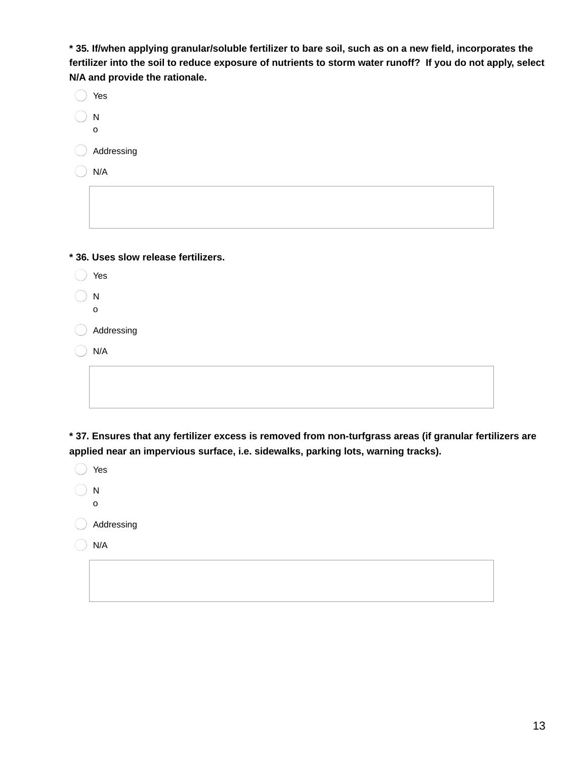**\* 35. If/when applying granular/soluble fertilizer to bare soil, such as on a new field, incorporates the fertilizer into the soil to reduce exposure of nutrients to storm water runoff? If you do not apply, select N/A and provide the rationale.**

- Yes
- No
- Addressing
- N/A

**\* 36. Uses slow release fertilizers.**

- Yes
- No
- Addressing
- N/A

**\* 37. Ensures that any fertilizer excess is removed from non-turfgrass areas (if granular fertilizers are applied near an impervious surface, i.e. sidewalks, parking lots, warning tracks).**

- Yes
- No
- Addressing
- N/A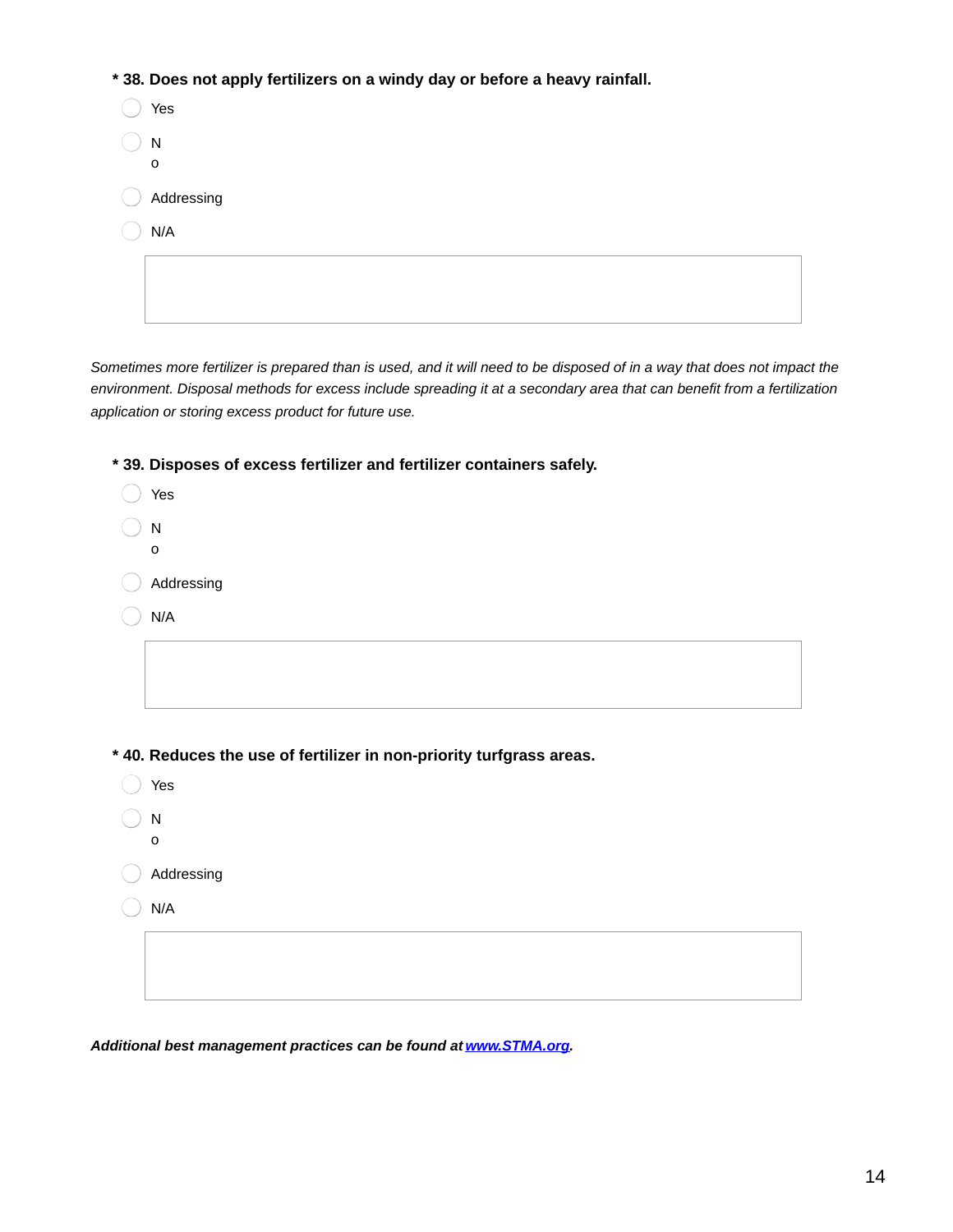**\* 38. Does not apply fertilizers on a windy day or before a heavy rainfall.**

- Yes
- No
- Addressing
- N/A

*Sometimes more fertilizer is prepared than is used, and it will need to be disposed of in a way that does not impact the environment. Disposal methods for excess include spreading it at a secondary area that can benefit from a fertilization application or storing excess product for future use.*

**\* 39. Disposes of excess fertilizer and fertilizer containers safely.**

- Yes
- No
- Addressing
- N/A

**\* 40. Reduces the use of fertilizer in non-priority turfgrass areas.**

- Yes
- No
- Addressing
- N/A

***Additional best management practices can be found at [www.STMA.org](http://www.STMA.org).***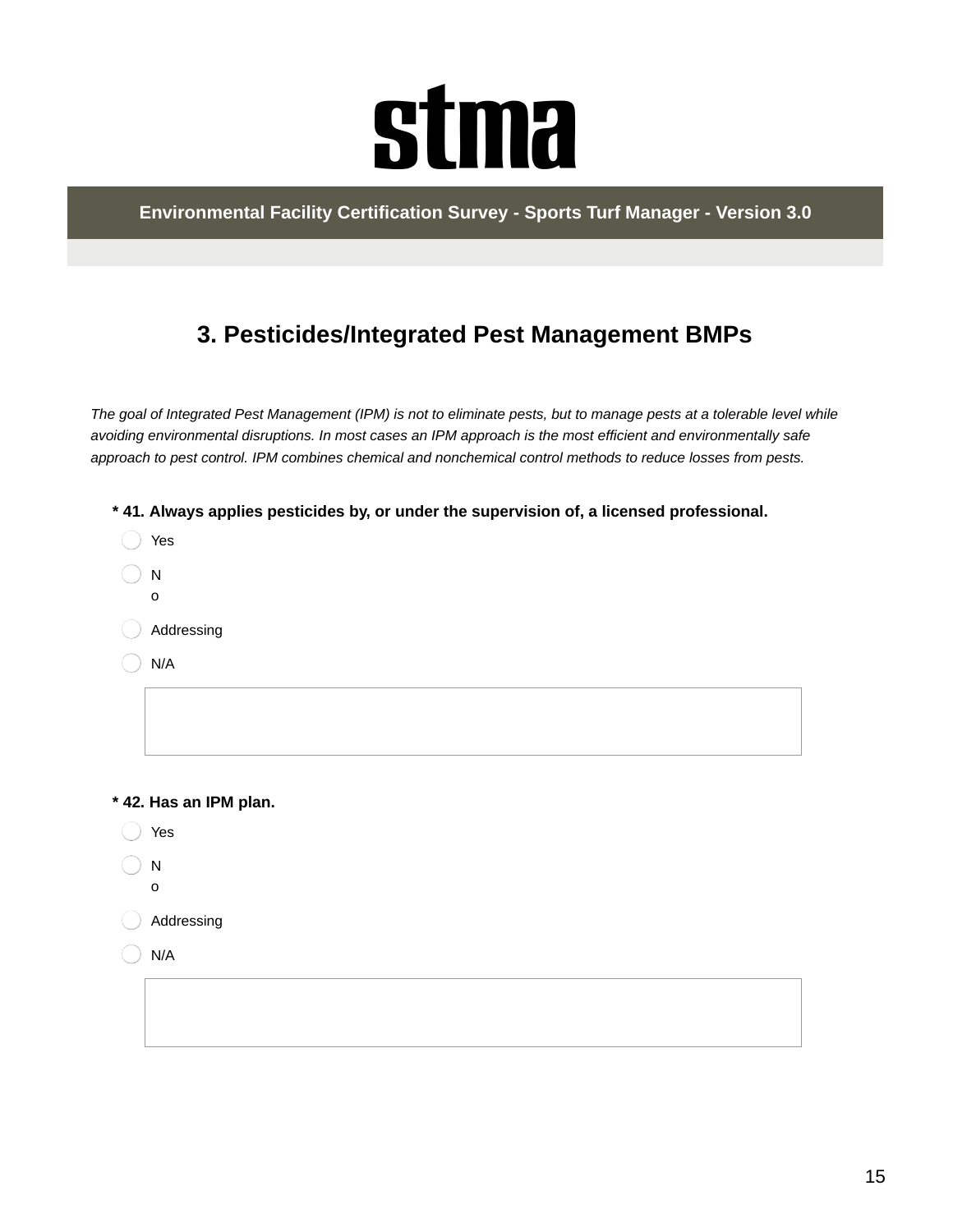# stma

**Environmental Facility Certification Survey - Sports Turf Manager - Version 3.0**

## 3. Pesticides/Integrated Pest Management BMPs

*The goal of Integrated Pest Management (IPM) is not to eliminate pests, but to manage pests at a tolerable level while avoiding environmental disruptions. In most cases an IPM approach is the most efficient and environmentally safe approach to pest control. IPM combines chemical and nonchemical control methods to reduce losses from pests.*

**\* 41. Always applies pesticides by, or under the supervision of, a licensed professional.**

- Yes
- No
- Addressing
- N/A

**\* 42. Has an IPM plan.**

- Yes
- No
- Addressing
- N/A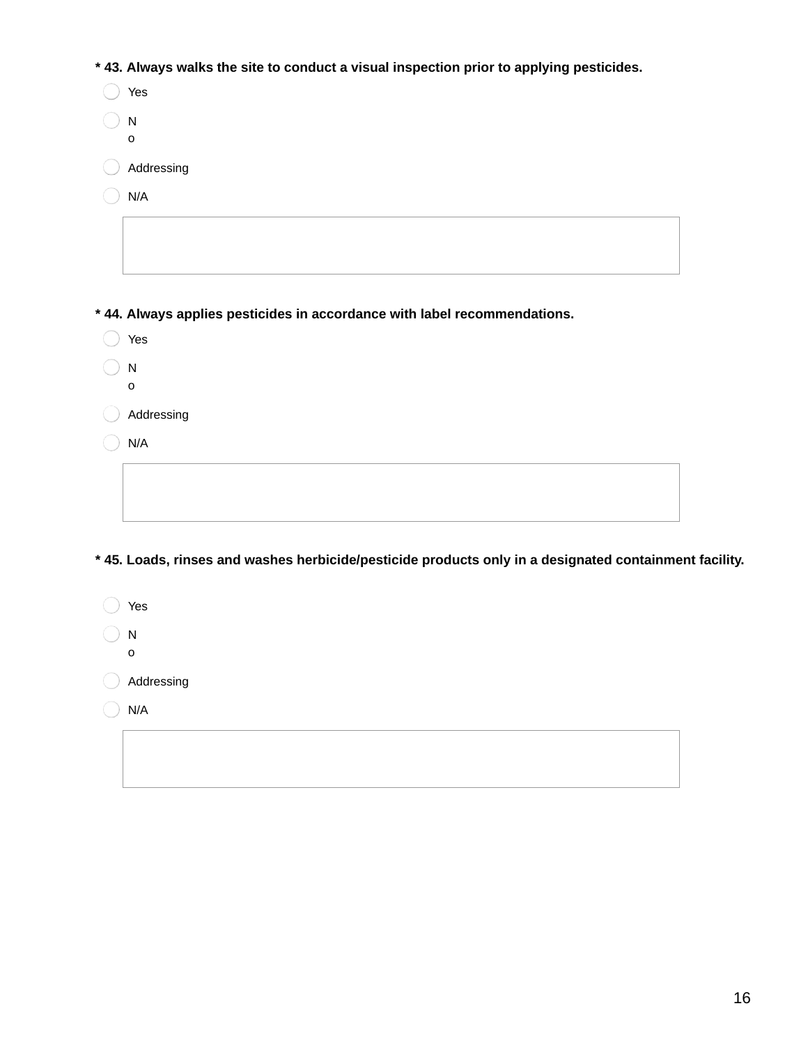**\* 43. Always walks the site to conduct a visual inspection prior to applying pesticides.**

- Yes
- No
- Addressing
- N/A

**\* 44. Always applies pesticides in accordance with label recommendations.**

- Yes
- No
- Addressing
- N/A

**\* 45. Loads, rinses and washes herbicide/pesticide products only in a designated containment facility.**

- Yes
- No
- Addressing
- N/A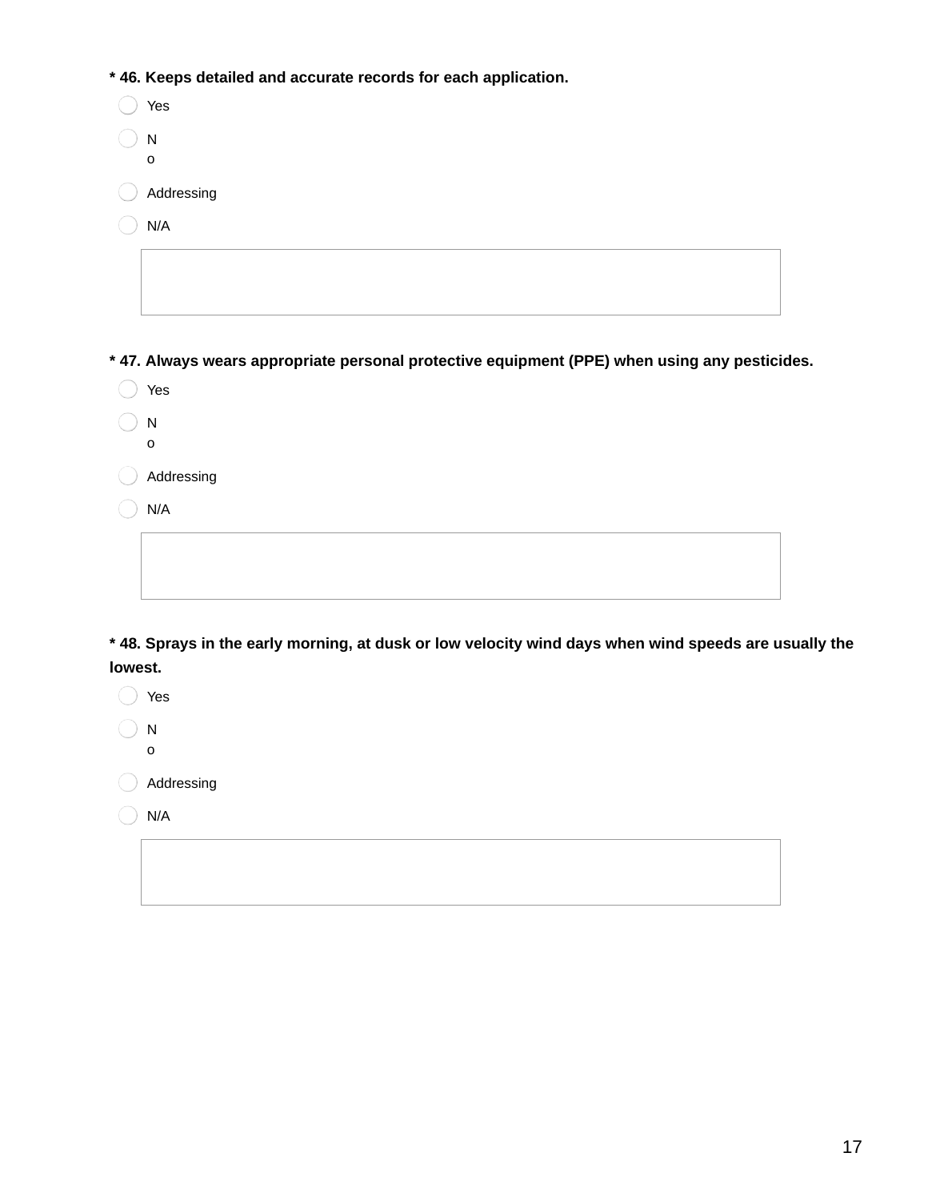**\* 46. Keeps detailed and accurate records for each application.**

- Yes
- No
- Addressing
- N/A

**\* 47. Always wears appropriate personal protective equipment (PPE) when using any pesticides.**

- Yes
- No
- Addressing
- N/A

**\* 48. Sprays in the early morning, at dusk or low velocity wind days when wind speeds are usually the lowest.**

- Yes
- No
- Addressing
- N/A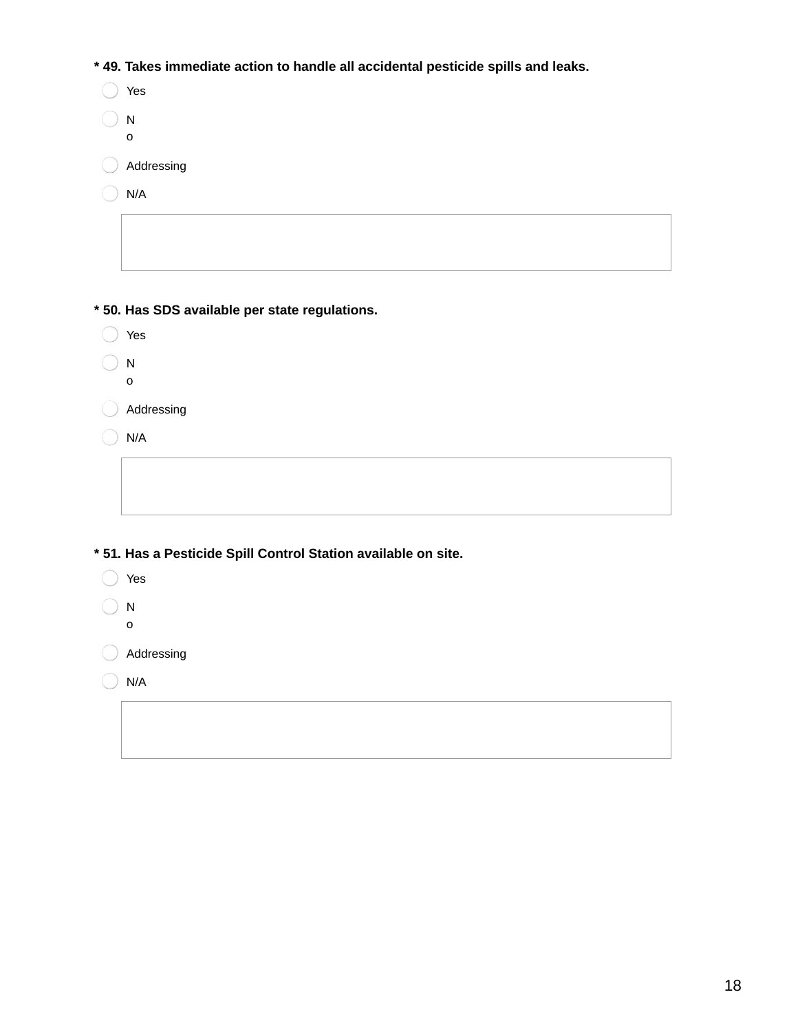**\* 49. Takes immediate action to handle all accidental pesticide spills and leaks.**

- Yes
- No
- Addressing
- N/A

**\* 50. Has SDS available per state regulations.**

- Yes
- No
- Addressing
- N/A

**\* 51. Has a Pesticide Spill Control Station available on site.**

- Yes
- No
- Addressing
- N/A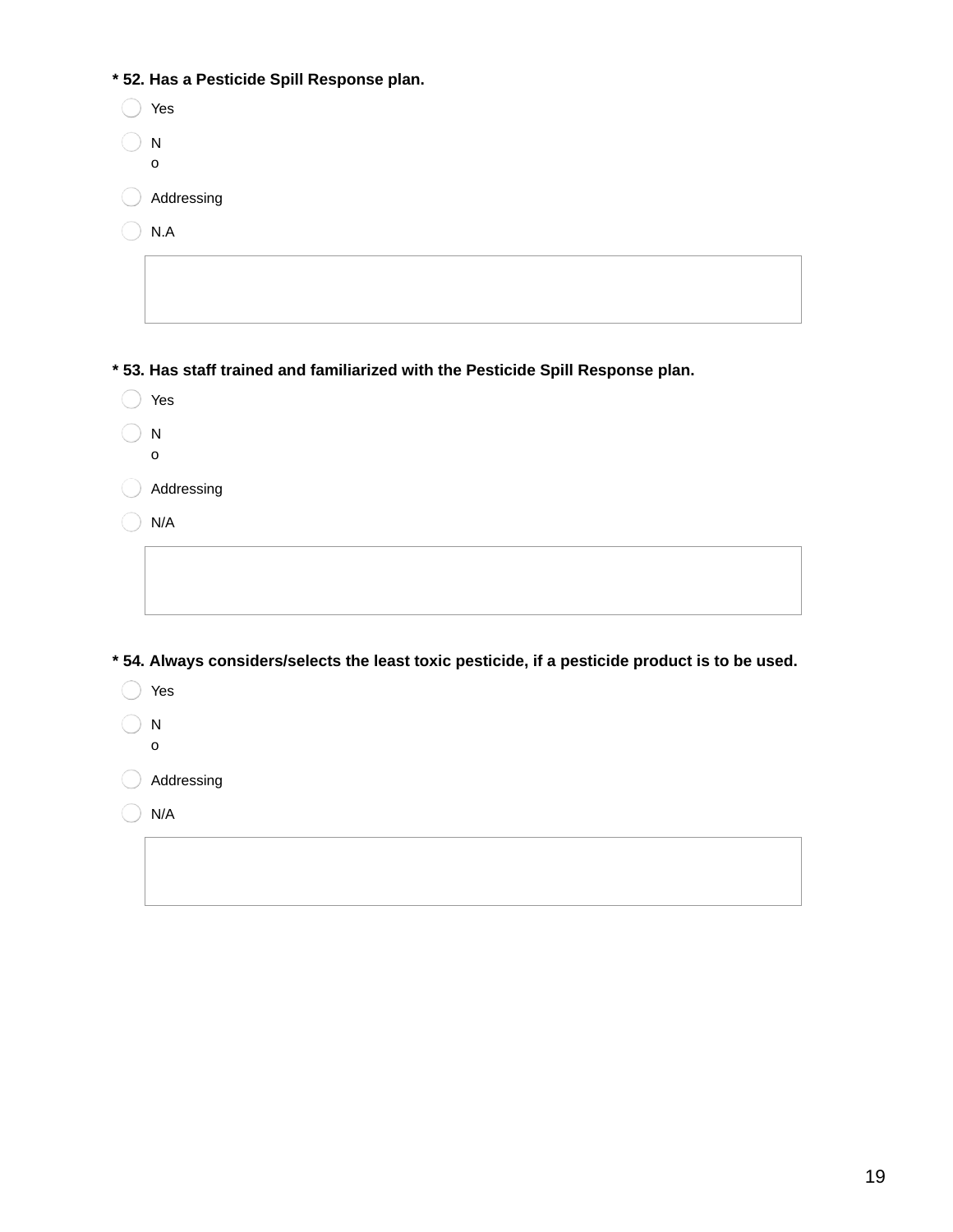**\* 52. Has a Pesticide Spill Response plan.**

- Yes
- No
- Addressing
- N.A

**\* 53. Has staff trained and familiarized with the Pesticide Spill Response plan.**

- Yes
- No
- Addressing
- N/A

**\* 54. Always considers/selects the least toxic pesticide, if a pesticide product is to be used.**

- Yes
- No
- Addressing
- N/A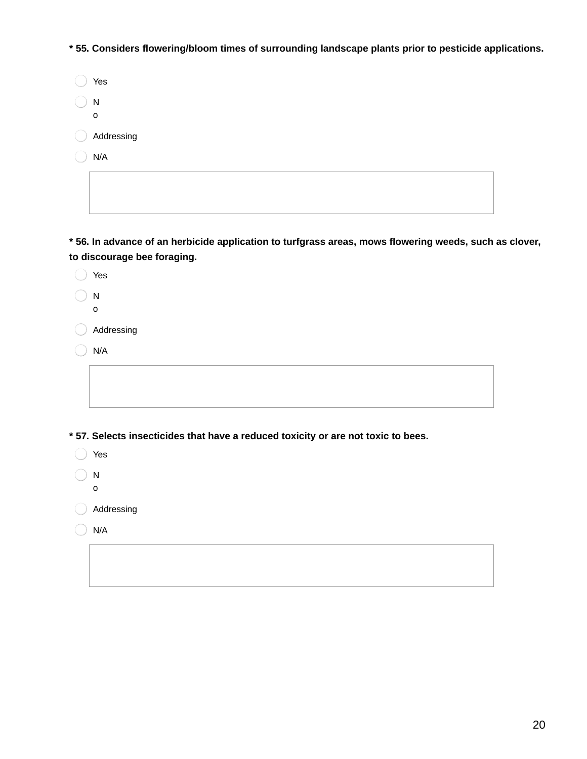**\* 55. Considers flowering/bloom times of surrounding landscape plants prior to pesticide applications.**

- ◯ Yes
- ◯ No
- ◯ Addressing
- ◯ N/A

**\* 56. In advance of an herbicide application to turfgrass areas, mows flowering weeds, such as clover, to discourage bee foraging.**

- ◯ Yes
- ◯ No
- ◯ Addressing
- ◯ N/A

**\* 57. Selects insecticides that have a reduced toxicity or are not toxic to bees.**

- ◯ Yes
- ◯ No
- ◯ Addressing
- ◯ N/A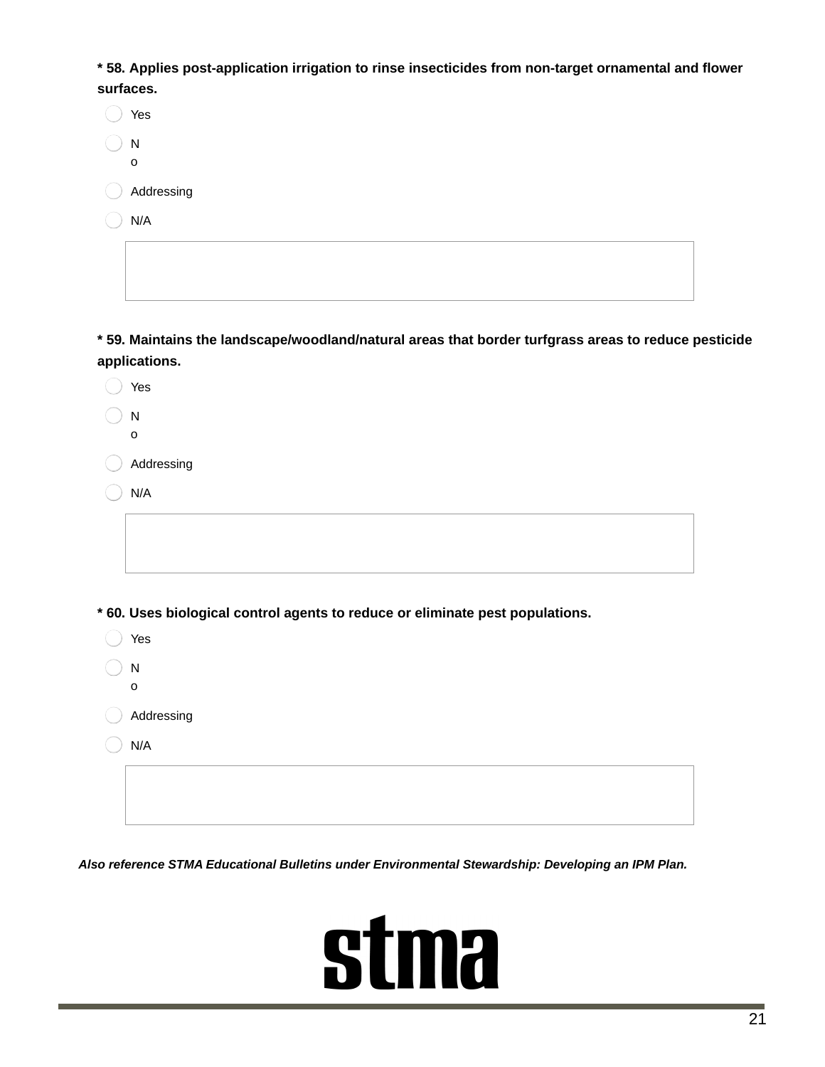**\* 58. Applies post-application irrigation to rinse insecticides from non-target ornamental and flower surfaces.**

- Yes
- No
- Addressing
- N/A

**\* 59. Maintains the landscape/woodland/natural areas that border turfgrass areas to reduce pesticide applications.**

- Yes
- No
- Addressing
- N/A

**\* 60. Uses biological control agents to reduce or eliminate pest populations.**

- Yes
- No
- Addressing
- N/A

***Also reference STMA Educational Bulletins under Environmental Stewardship: Developing an IPM Plan.***

stma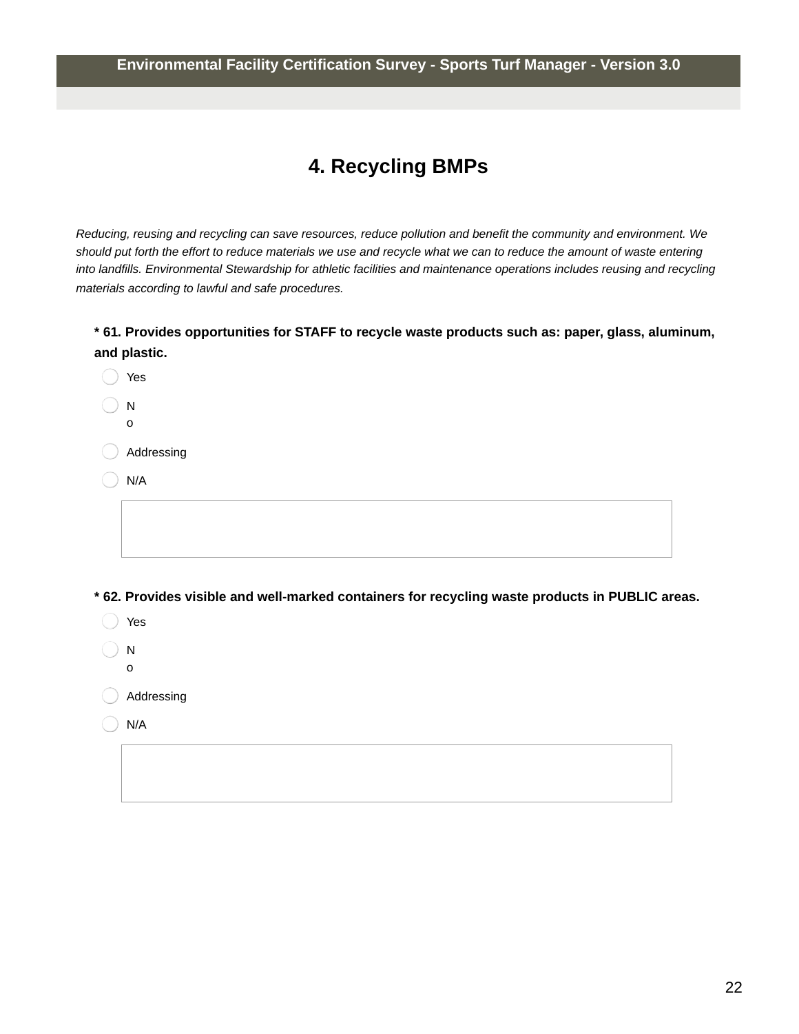# 4. Recycling BMPs

*Reducing, reusing and recycling can save resources, reduce pollution and benefit the community and environment. We should put forth the effort to reduce materials we use and recycle what we can to reduce the amount of waste entering into landfills. Environmental Stewardship for athletic facilities and maintenance operations includes reusing and recycling materials according to lawful and safe procedures.*

**\* 61. Provides opportunities for STAFF to recycle waste products such as: paper, glass, aluminum, and plastic.**

- ◯ Yes
- ◯ No
- ◯ Addressing
- ◯ N/A

**\* 62. Provides visible and well-marked containers for recycling waste products in PUBLIC areas.**

- ◯ Yes
- ◯ No
- ◯ Addressing
- ◯ N/A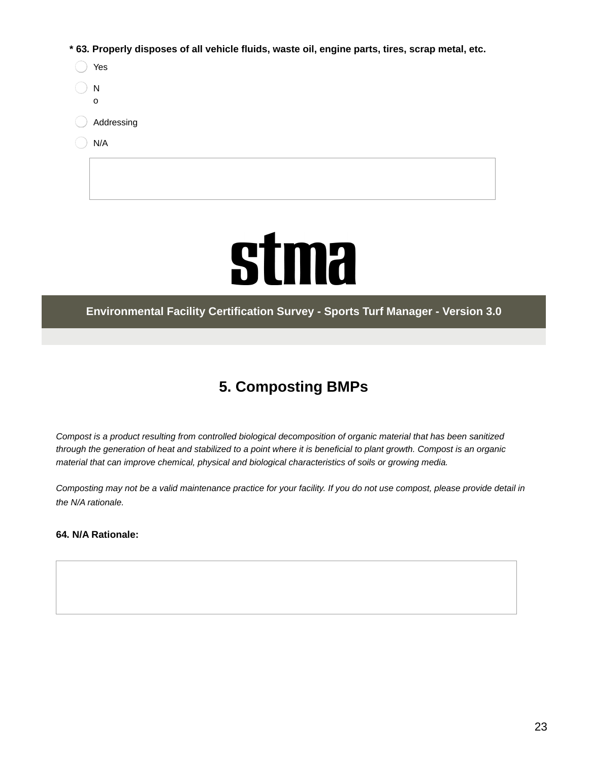**\* 63. Properly disposes of all vehicle fluids, waste oil, engine parts, tires, scrap metal, etc.**

- Yes
- No
- Addressing
- N/A

stma

**Environmental Facility Certification Survey - Sports Turf Manager - Version 3.0**

## 5. Composting BMPs

*Compost is a product resulting from controlled biological decomposition of organic material that has been sanitized through the generation of heat and stabilized to a point where it is beneficial to plant growth. Compost is an organic material that can improve chemical, physical and biological characteristics of soils or growing media.*

*Composting may not be a valid maintenance practice for your facility. If you do not use compost, please provide detail in the N/A rationale.*

**64. N/A Rationale:**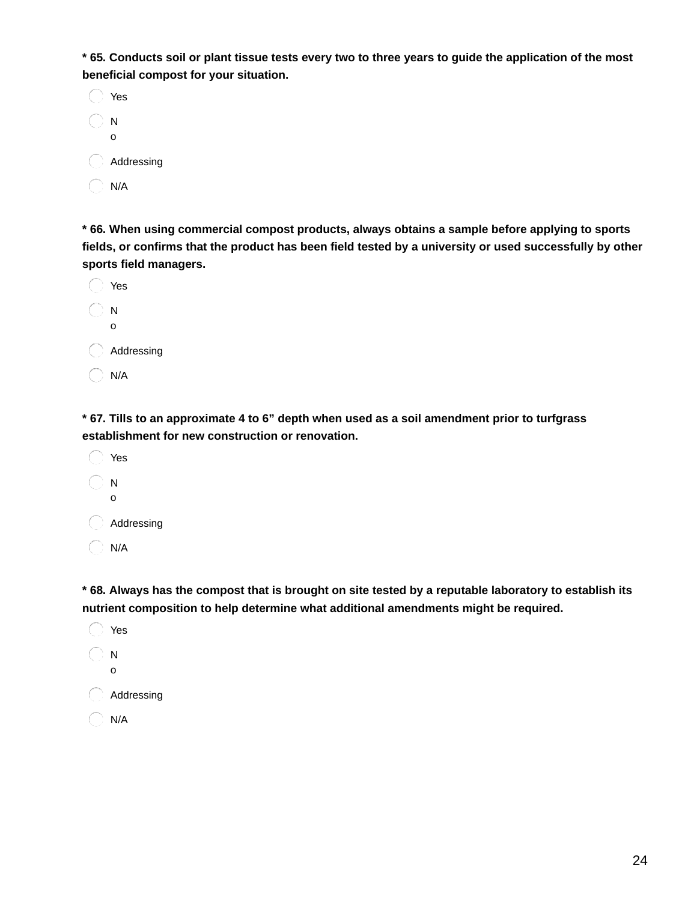**\* 65. Conducts soil or plant tissue tests every two to three years to guide the application of the most beneficial compost for your situation.**

- Yes
- No
- Addressing
- N/A

**\* 66. When using commercial compost products, always obtains a sample before applying to sports fields, or confirms that the product has been field tested by a university or used successfully by other sports field managers.**

- Yes
- No
- Addressing
- N/A

**\* 67. Tills to an approximate 4 to 6" depth when used as a soil amendment prior to turfgrass establishment for new construction or renovation.**

- Yes
- No
- Addressing
- N/A

**\* 68. Always has the compost that is brought on site tested by a reputable laboratory to establish its nutrient composition to help determine what additional amendments might be required.**

- Yes
- No
- Addressing
- N/A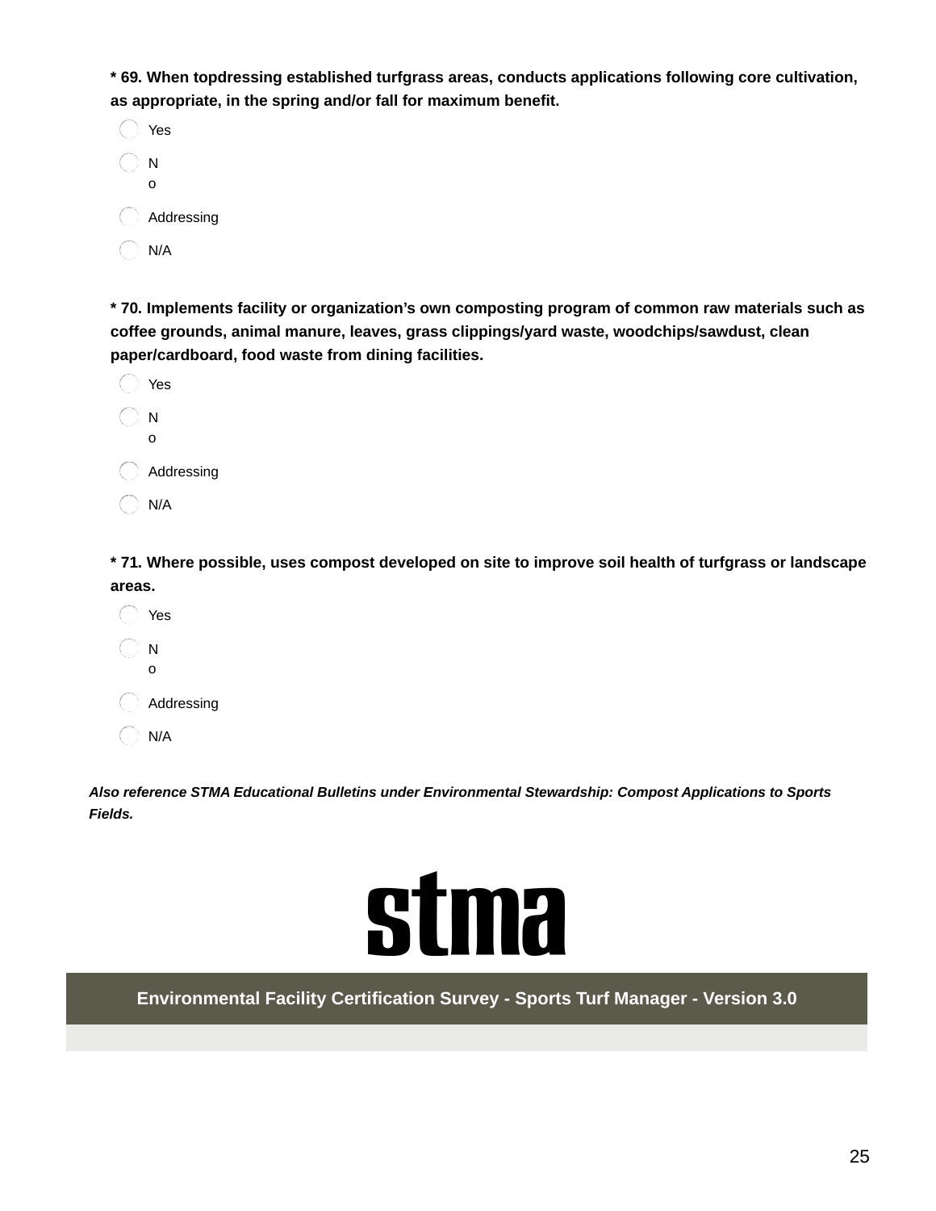**\* 69. When topdressing established turfgrass areas, conducts applications following core cultivation, as appropriate, in the spring and/or fall for maximum benefit.**

- Yes
- No
- Addressing
- N/A

**\* 70. Implements facility or organization's own composting program of common raw materials such as coffee grounds, animal manure, leaves, grass clippings/yard waste, woodchips/sawdust, clean paper/cardboard, food waste from dining facilities.**

- Yes
- No
- Addressing
- N/A

**\* 71. Where possible, uses compost developed on site to improve soil health of turfgrass or landscape areas.**

- Yes
- No
- Addressing
- N/A

***Also reference STMA Educational Bulletins under Environmental Stewardship: Compost Applications to Sports Fields.***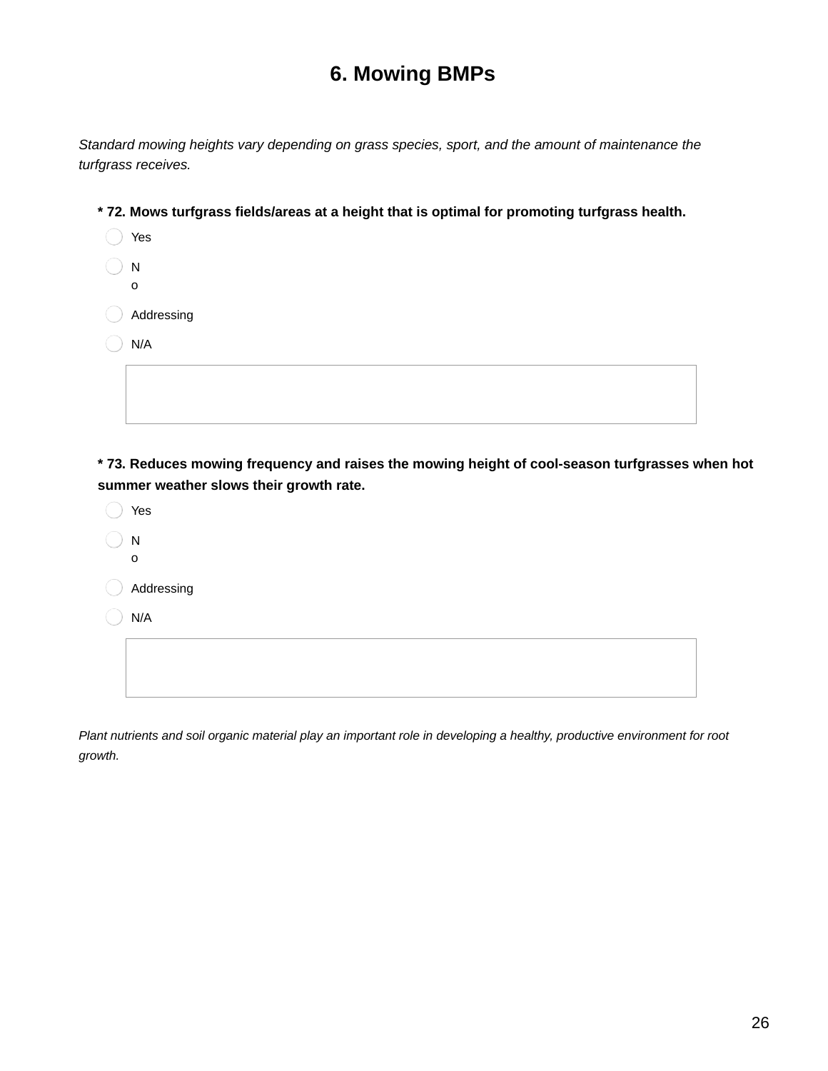# 6. Mowing BMPs

*Standard mowing heights vary depending on grass species, sport, and the amount of maintenance the turfgrass receives.*

**\* 72. Mows turfgrass fields/areas at a height that is optimal for promoting turfgrass health.**

- Yes
- No
- Addressing
- N/A

**\* 73. Reduces mowing frequency and raises the mowing height of cool-season turfgrasses when hot summer weather slows their growth rate.**

- Yes
- No
- Addressing
- N/A

*Plant nutrients and soil organic material play an important role in developing a healthy, productive environment for root growth.*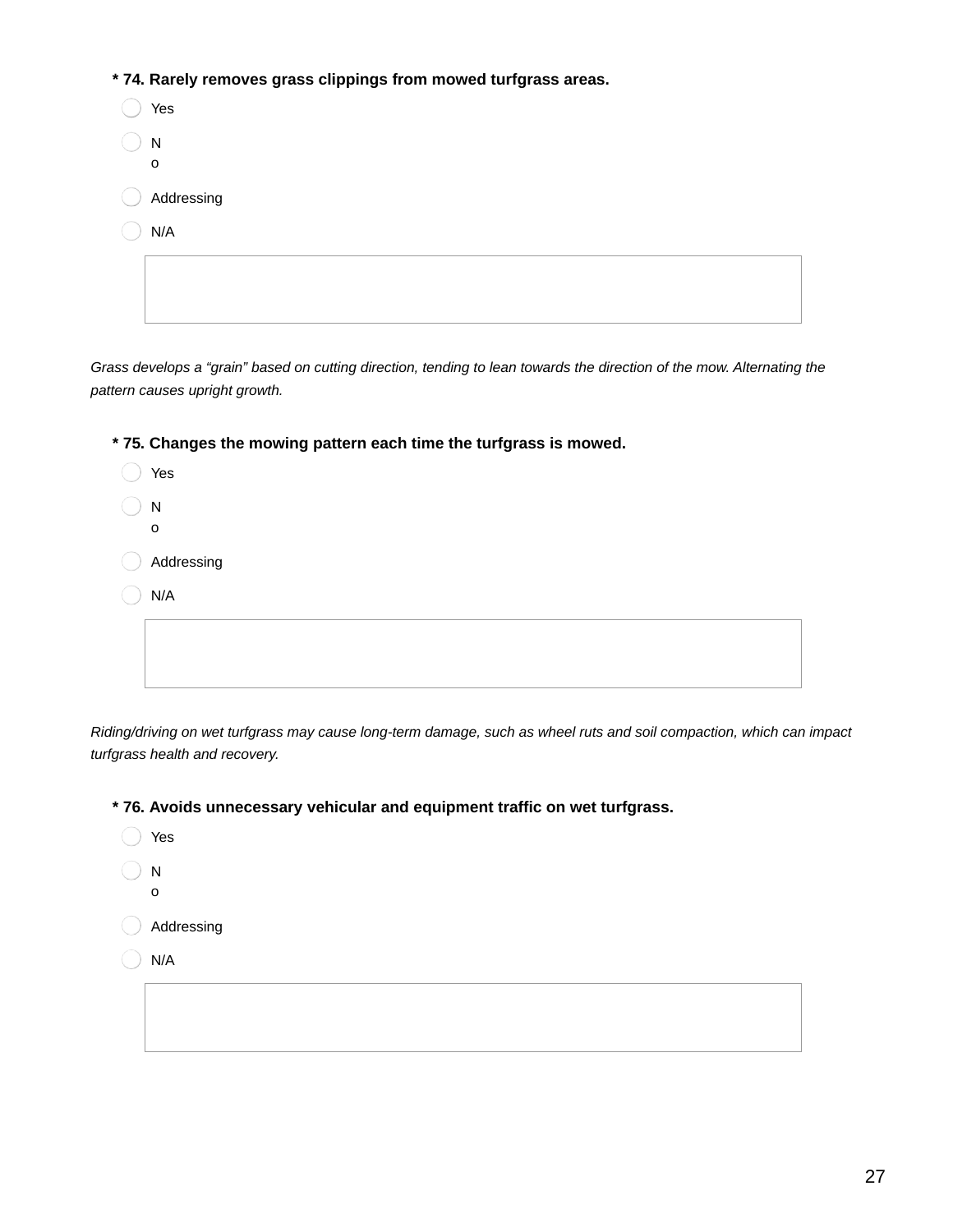**\* 74. Rarely removes grass clippings from mowed turfgrass areas.**

- Yes
- No
- Addressing
- N/A

*Grass develops a "grain" based on cutting direction, tending to lean towards the direction of the mow. Alternating the pattern causes upright growth.*

**\* 75. Changes the mowing pattern each time the turfgrass is mowed.**

- Yes
- No
- Addressing
- N/A

*Riding/driving on wet turfgrass may cause long-term damage, such as wheel ruts and soil compaction, which can impact turfgrass health and recovery.*

**\* 76. Avoids unnecessary vehicular and equipment traffic on wet turfgrass.**

- Yes
- No
- Addressing
- N/A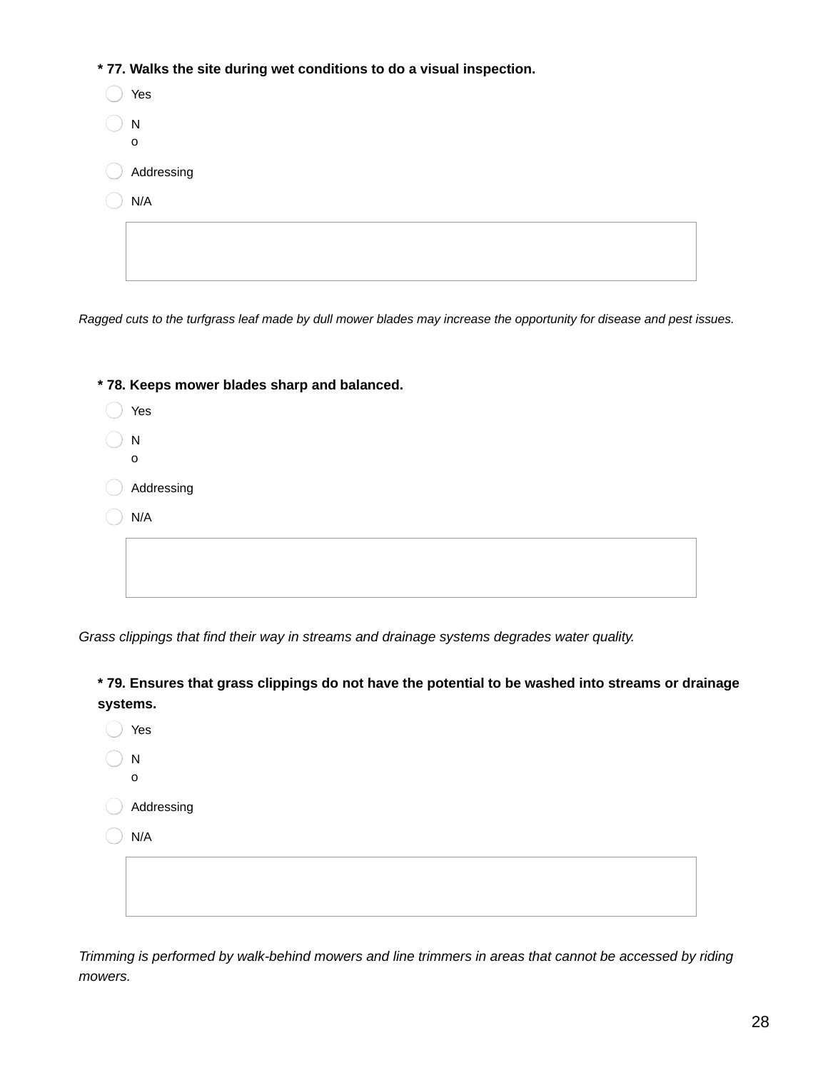**\* 77. Walks the site during wet conditions to do a visual inspection.**

- Yes
- No
- Addressing
- N/A

*Ragged cuts to the turfgrass leaf made by dull mower blades may increase the opportunity for disease and pest issues.*

**\* 78. Keeps mower blades sharp and balanced.**

- Yes
- No
- Addressing
- N/A

*Grass clippings that find their way in streams and drainage systems degrades water quality.*

**\* 79. Ensures that grass clippings do not have the potential to be washed into streams or drainage systems.**

- Yes
- No
- Addressing
- N/A

*Trimming is performed by walk-behind mowers and line trimmers in areas that cannot be accessed by riding mowers.*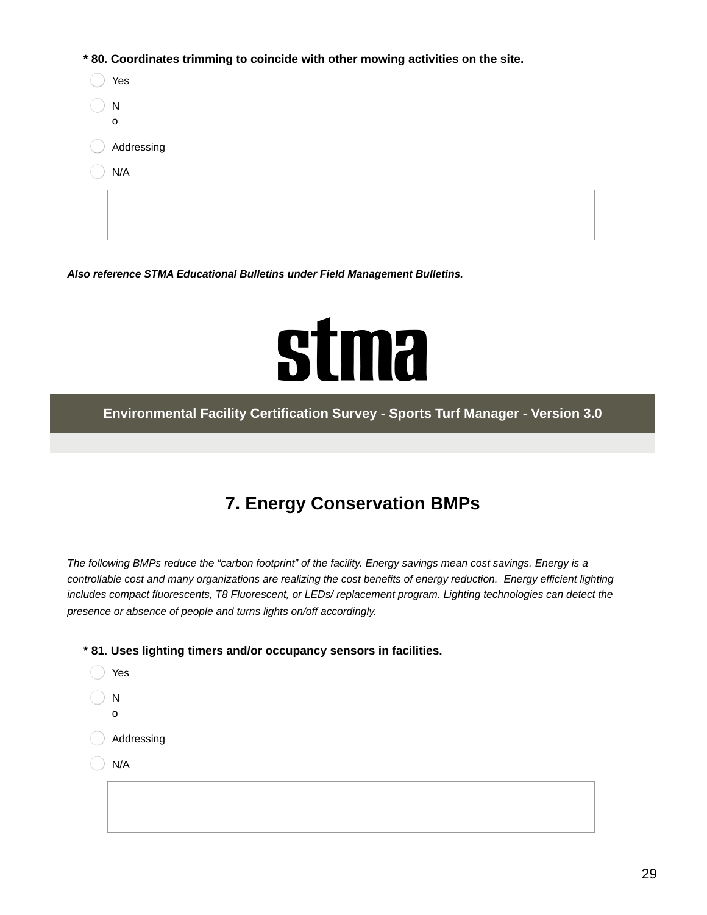**\* 80. Coordinates trimming to coincide with other mowing activities on the site.**

- Yes
- No
- Addressing
- N/A

*Also reference STMA Educational Bulletins under Field Management Bulletins.*

stma

**Environmental Facility Certification Survey - Sports Turf Manager - Version 3.0**

## 7. Energy Conservation BMPs

*The following BMPs reduce the “carbon footprint” of the facility. Energy savings mean cost savings. Energy is a controllable cost and many organizations are realizing the cost benefits of energy reduction. Energy efficient lighting includes compact fluorescents, T8 Fluorescent, or LEDs/ replacement program. Lighting technologies can detect the presence or absence of people and turns lights on/off accordingly.*

**\* 81. Uses lighting timers and/or occupancy sensors in facilities.**

- Yes
- No
- Addressing
- N/A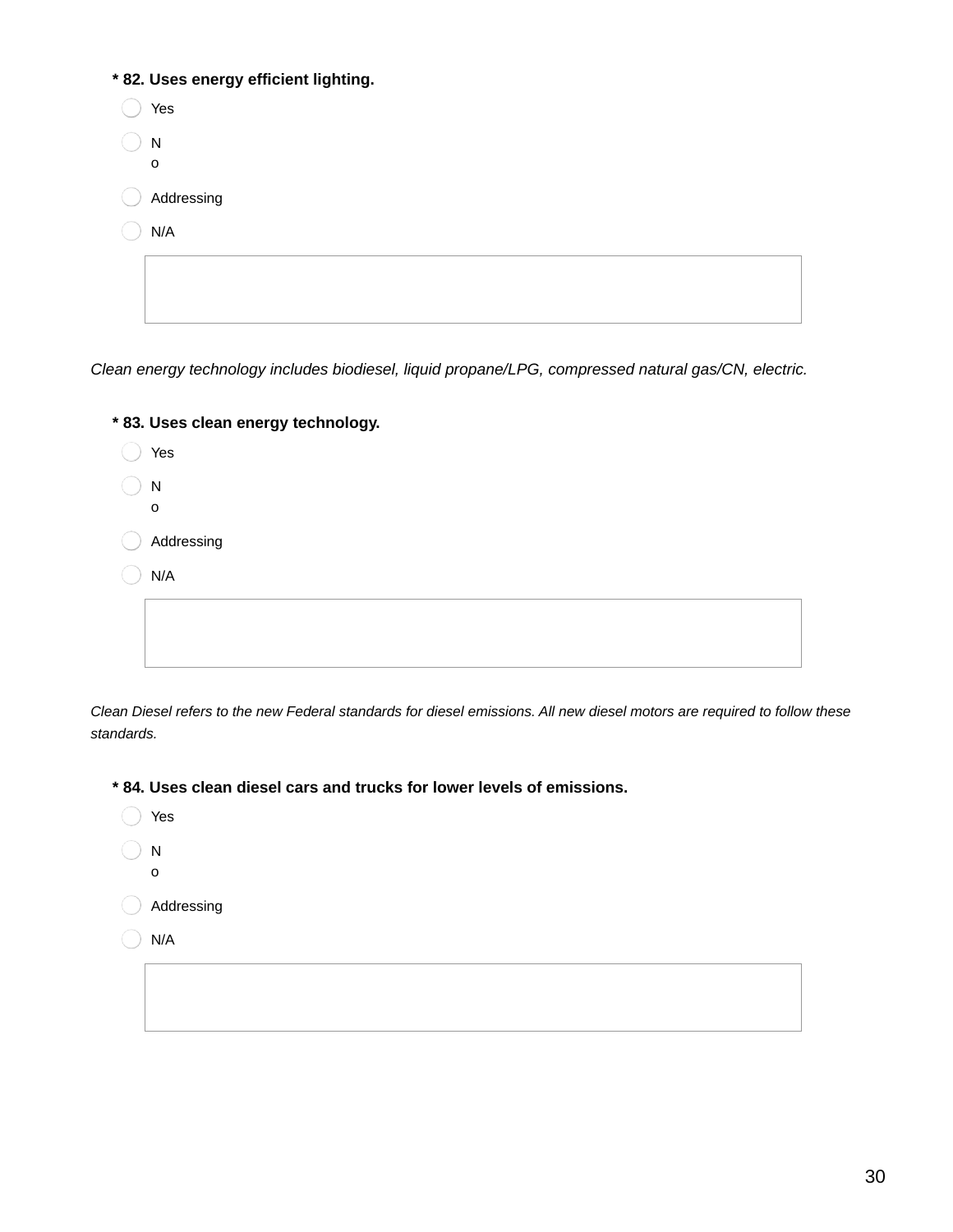**\* 82. Uses energy efficient lighting.**

- Yes
- No
- Addressing
- N/A

*Clean energy technology includes biodiesel, liquid propane/LPG, compressed natural gas/CN, electric.*

**\* 83. Uses clean energy technology.**

- Yes
- No
- Addressing
- N/A

*Clean Diesel refers to the new Federal standards for diesel emissions. All new diesel motors are required to follow these standards.*

**\* 84. Uses clean diesel cars and trucks for lower levels of emissions.**

- Yes
- No
- Addressing
- N/A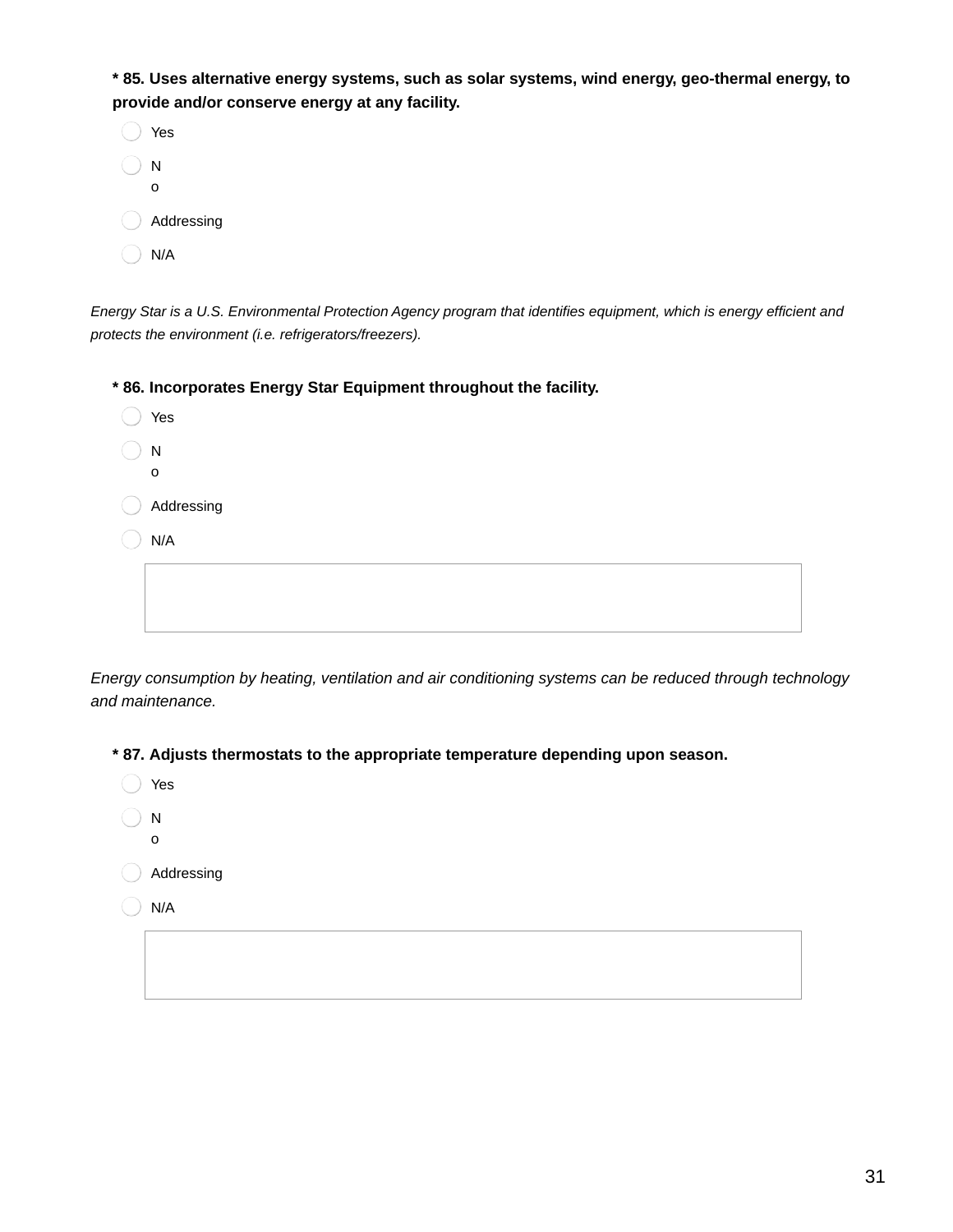**\* 85. Uses alternative energy systems, such as solar systems, wind energy, geo-thermal energy, to provide and/or conserve energy at any facility.**

- Yes
- No
- Addressing
- N/A

*Energy Star is a U.S. Environmental Protection Agency program that identifies equipment, which is energy efficient and protects the environment (i.e. refrigerators/freezers).*

**\* 86. Incorporates Energy Star Equipment throughout the facility.**

- Yes
- No
- Addressing
- N/A

*Energy consumption by heating, ventilation and air conditioning systems can be reduced through technology and maintenance.*

**\* 87. Adjusts thermostats to the appropriate temperature depending upon season.**

- Yes
- No
- Addressing
- N/A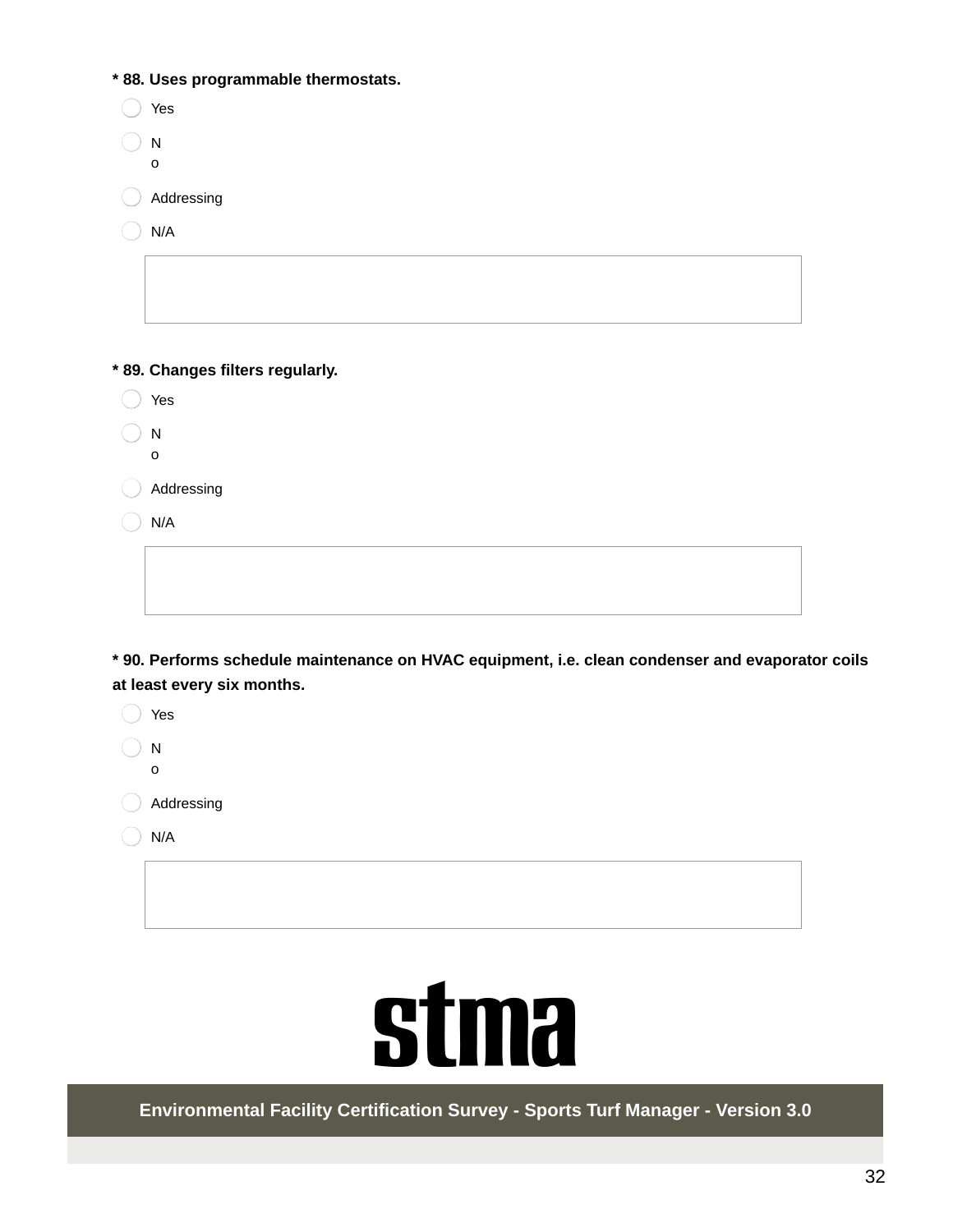**\* 88. Uses programmable thermostats.**

- Yes
- No
- Addressing
- N/A

**\* 89. Changes filters regularly.**

- Yes
- No
- Addressing
- N/A

**\* 90. Performs schedule maintenance on HVAC equipment, i.e. clean condenser and evaporator coils at least every six months.**

- Yes
- No
- Addressing
- N/A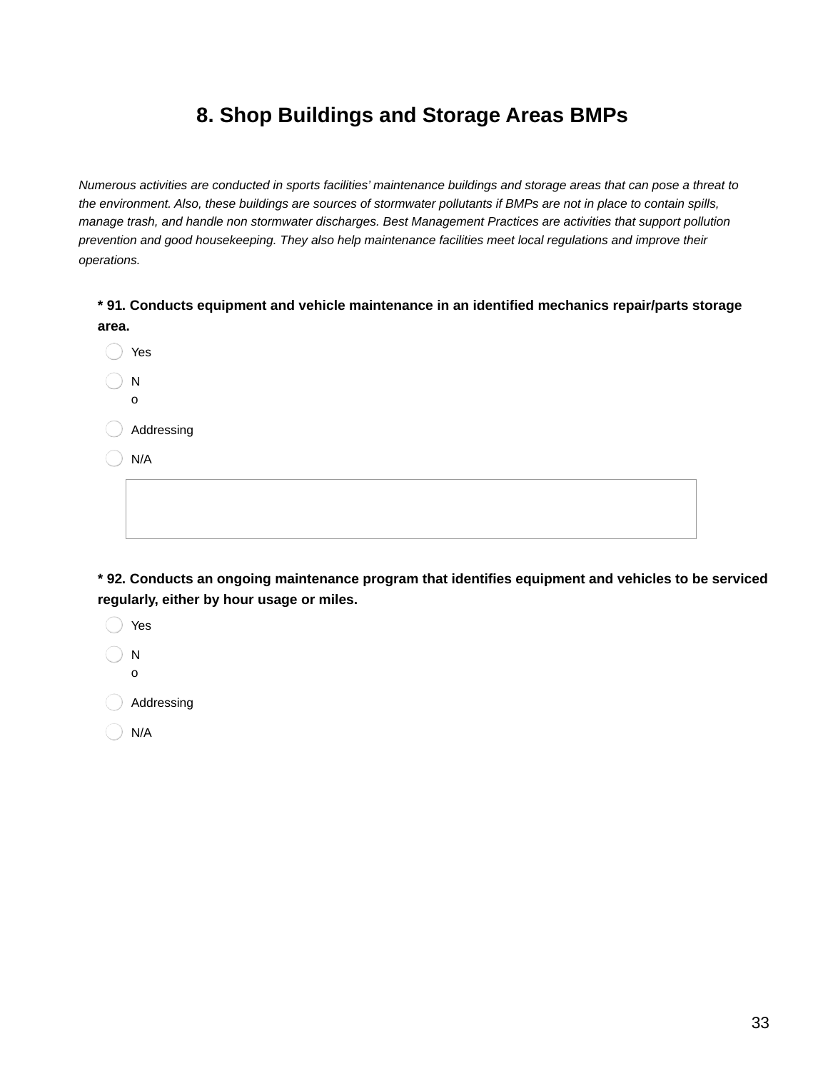# 8. Shop Buildings and Storage Areas BMPs

*Numerous activities are conducted in sports facilities' maintenance buildings and storage areas that can pose a threat to the environment. Also, these buildings are sources of stormwater pollutants if BMPs are not in place to contain spills, manage trash, and handle non stormwater discharges. Best Management Practices are activities that support pollution prevention and good housekeeping. They also help maintenance facilities meet local regulations and improve their operations.*

**\* 91. Conducts equipment and vehicle maintenance in an identified mechanics repair/parts storage area.**

- Yes
- No
- Addressing
- N/A

**\* 92. Conducts an ongoing maintenance program that identifies equipment and vehicles to be serviced regularly, either by hour usage or miles.**

- Yes
- No
- Addressing
- N/A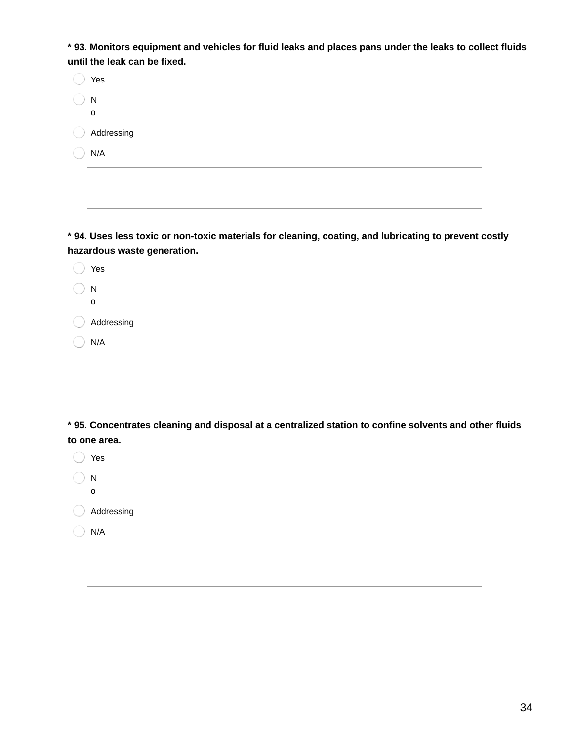**\* 93. Monitors equipment and vehicles for fluid leaks and places pans under the leaks to collect fluids until the leak can be fixed.**

- Yes
- No
- Addressing
- N/A

**\* 94. Uses less toxic or non-toxic materials for cleaning, coating, and lubricating to prevent costly hazardous waste generation.**

- Yes
- No
- Addressing
- N/A

**\* 95. Concentrates cleaning and disposal at a centralized station to confine solvents and other fluids to one area.**

- Yes
- No
- Addressing
- N/A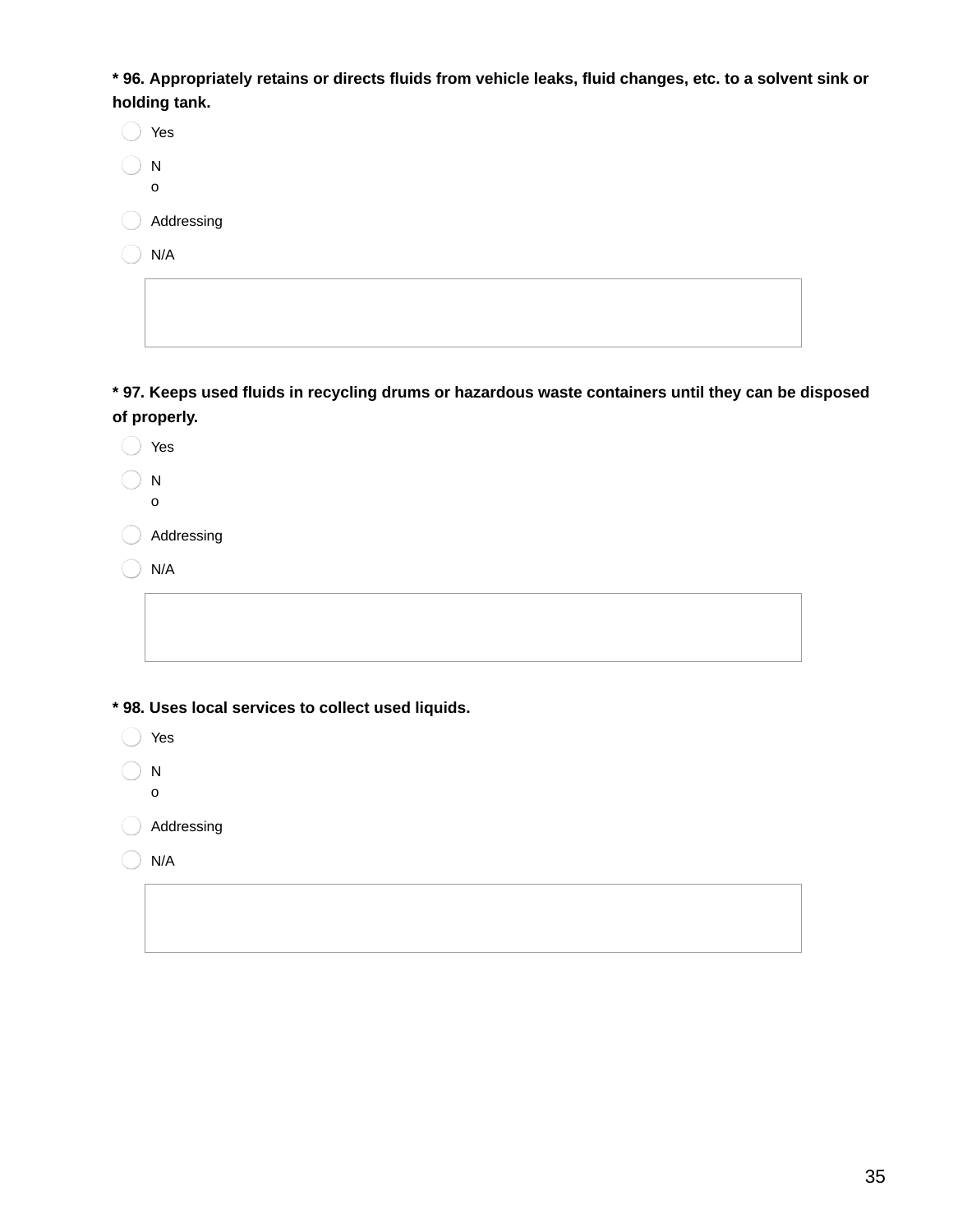**\* 96. Appropriately retains or directs fluids from vehicle leaks, fluid changes, etc. to a solvent sink or holding tank.**

- Yes
- No
- Addressing
- N/A

**\* 97. Keeps used fluids in recycling drums or hazardous waste containers until they can be disposed of properly.**

- Yes
- No
- Addressing
- N/A

**\* 98. Uses local services to collect used liquids.**

- Yes
- No
- Addressing
- N/A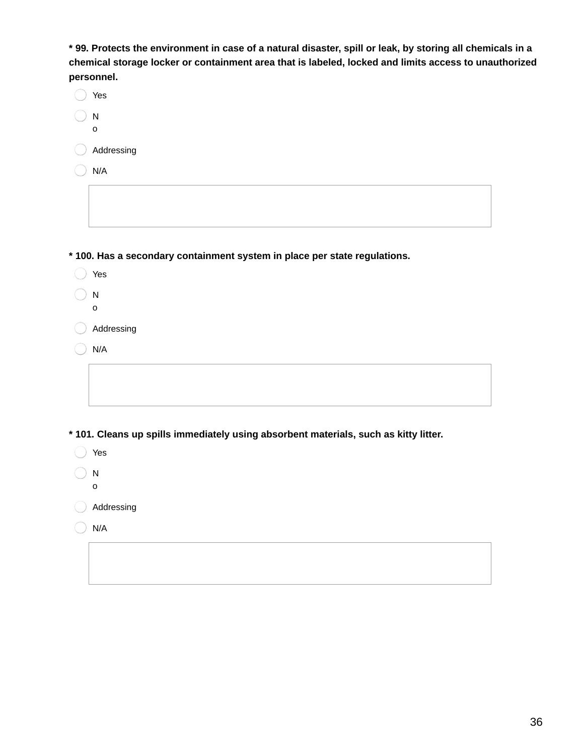**\* 99. Protects the environment in case of a natural disaster, spill or leak, by storing all chemicals in a chemical storage locker or containment area that is labeled, locked and limits access to unauthorized personnel.**

- Yes
- No
- Addressing
- N/A

**\* 100. Has a secondary containment system in place per state regulations.**

- Yes
- No
- Addressing
- N/A

**\* 101. Cleans up spills immediately using absorbent materials, such as kitty litter.**

- Yes
- No
- Addressing
- N/A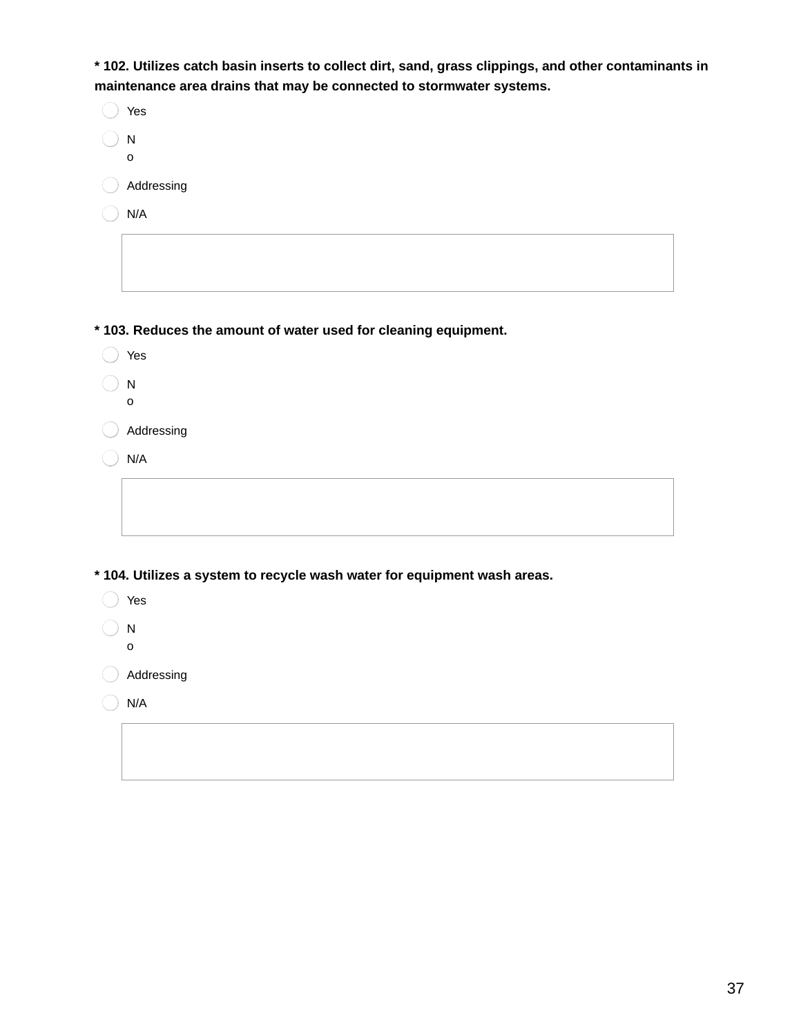**\* 102. Utilizes catch basin inserts to collect dirt, sand, grass clippings, and other contaminants in maintenance area drains that may be connected to stormwater systems.**

- ◯ Yes
- ◯ No
- ◯ Addressing
- ◯ N/A

**\* 103. Reduces the amount of water used for cleaning equipment.**

- ◯ Yes
- ◯ No
- ◯ Addressing
- ◯ N/A

**\* 104. Utilizes a system to recycle wash water for equipment wash areas.**

- ◯ Yes
- ◯ No
- ◯ Addressing
- ◯ N/A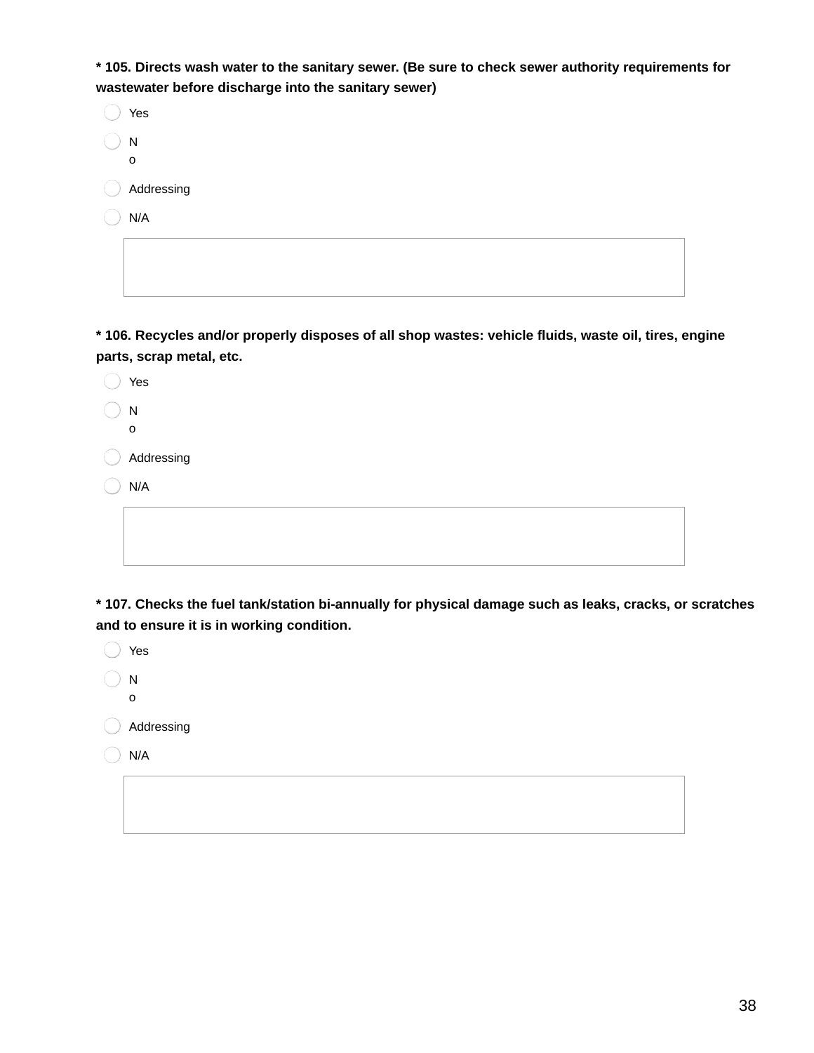**\* 105. Directs wash water to the sanitary sewer. (Be sure to check sewer authority requirements for wastewater before discharge into the sanitary sewer)**

- Yes
- No
- Addressing
- N/A

**\* 106. Recycles and/or properly disposes of all shop wastes: vehicle fluids, waste oil, tires, engine parts, scrap metal, etc.**

- Yes
- No
- Addressing
- N/A

**\* 107. Checks the fuel tank/station bi-annually for physical damage such as leaks, cracks, or scratches and to ensure it is in working condition.**

- Yes
- No
- Addressing
- N/A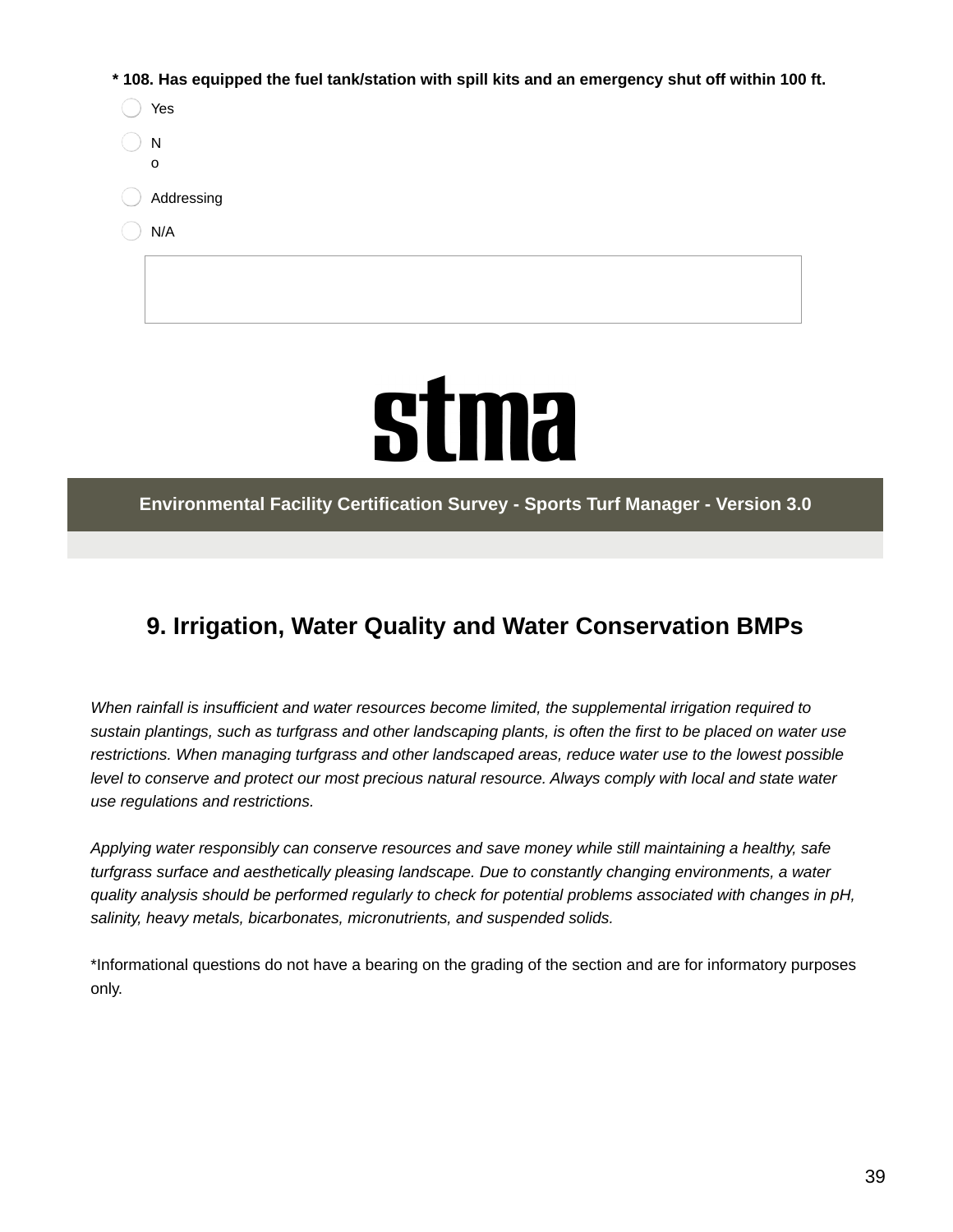**\* 108. Has equipped the fuel tank/station with spill kits and an emergency shut off within 100 ft.**

- Yes
- No
- Addressing
- N/A

stma

**Environmental Facility Certification Survey - Sports Turf Manager - Version 3.0**

## 9. Irrigation, Water Quality and Water Conservation BMPs

*When rainfall is insufficient and water resources become limited, the supplemental irrigation required to sustain plantings, such as turfgrass and other landscaping plants, is often the first to be placed on water use restrictions. When managing turfgrass and other landscaped areas, reduce water use to the lowest possible level to conserve and protect our most precious natural resource. Always comply with local and state water use regulations and restrictions.*

*Applying water responsibly can conserve resources and save money while still maintaining a healthy, safe turfgrass surface and aesthetically pleasing landscape. Due to constantly changing environments, a water quality analysis should be performed regularly to check for potential problems associated with changes in pH, salinity, heavy metals, bicarbonates, micronutrients, and suspended solids.*

*Informational questions do not have a bearing on the grading of the section and are for informatory purposes only.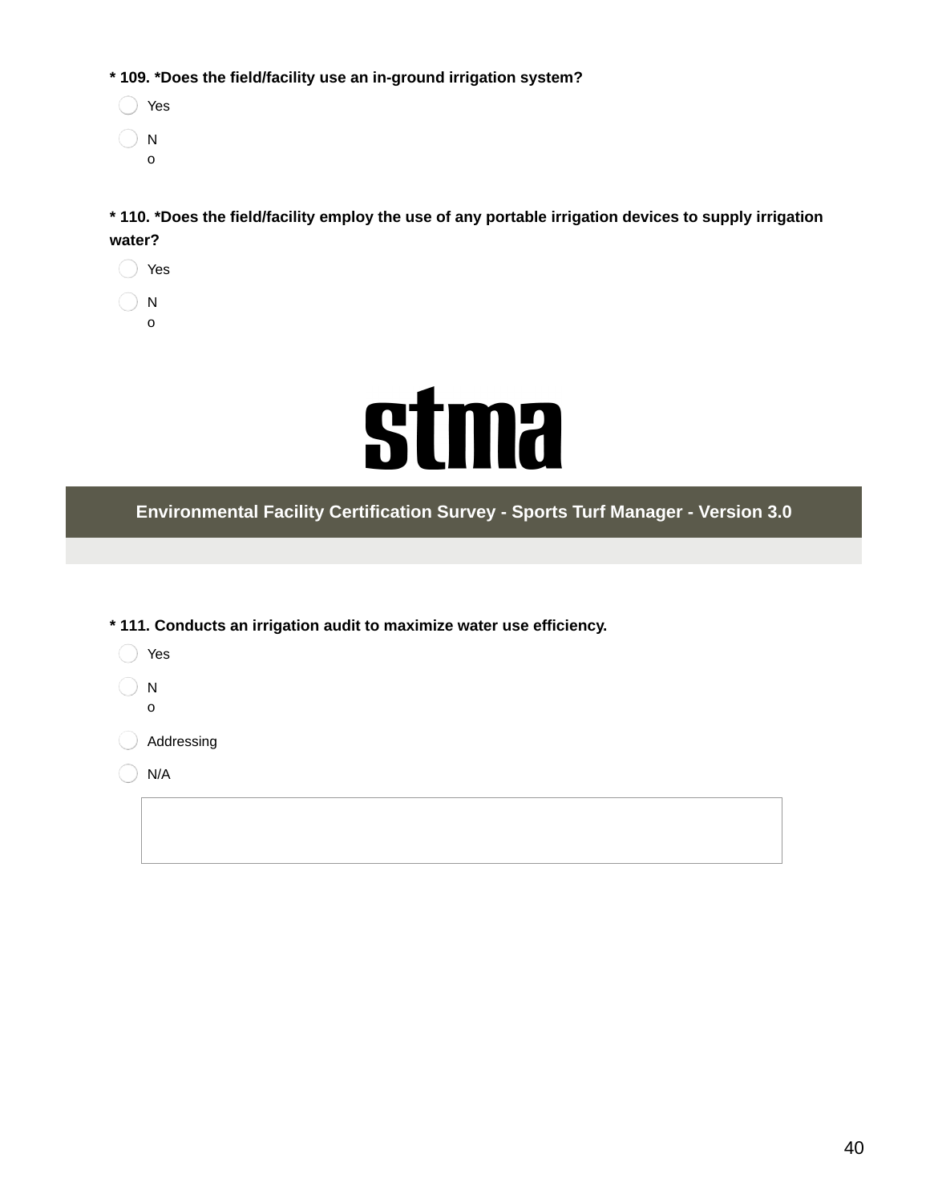**\* 109. \*Does the field/facility use an in-ground irrigation system?**

- Yes
- No

**\* 110. \*Does the field/facility employ the use of any portable irrigation devices to supply irrigation water?**

- Yes
- No

stma

## Environmental Facility Certification Survey - Sports Turf Manager - Version 3.0

**\* 111. Conducts an irrigation audit to maximize water use efficiency.**

- Yes
- No
- Addressing
- N/A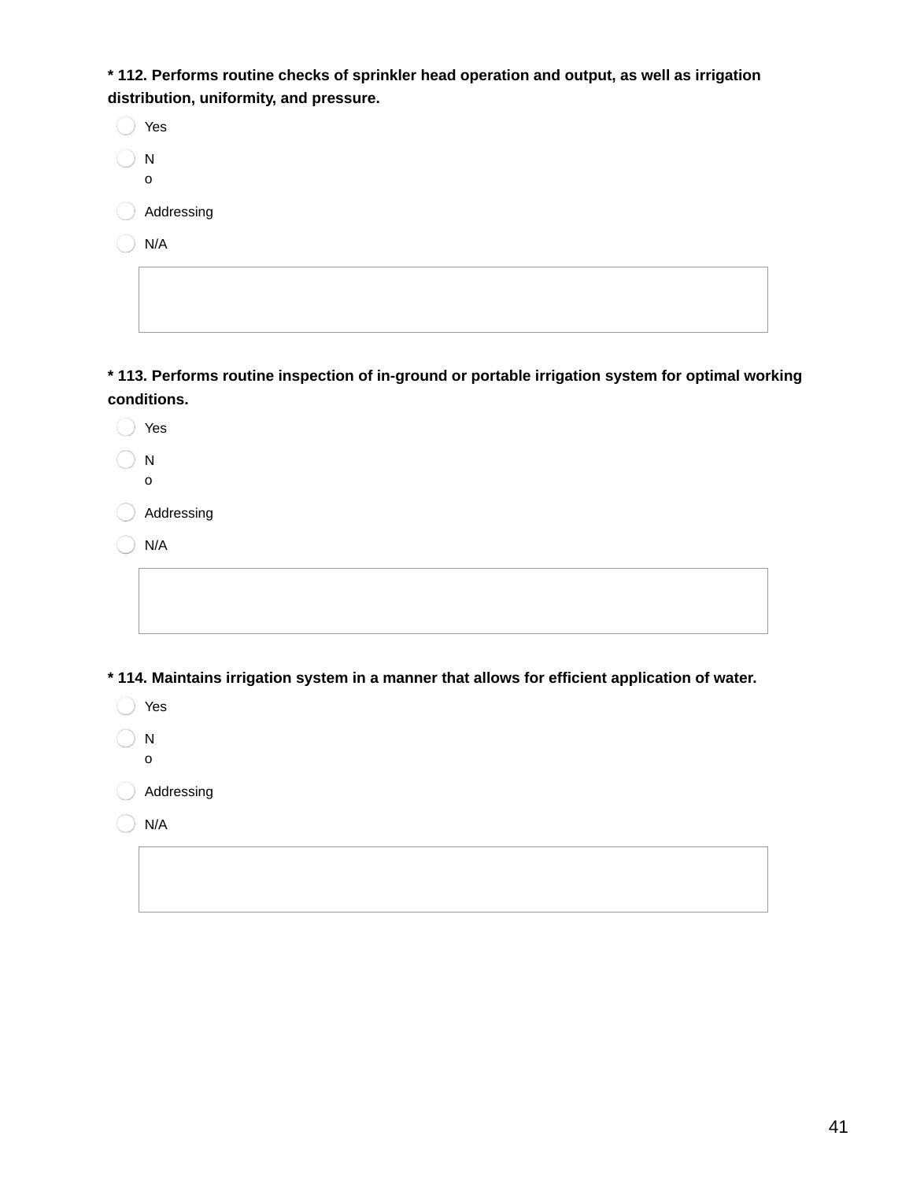**\* 112. Performs routine checks of sprinkler head operation and output, as well as irrigation distribution, uniformity, and pressure.**

- ◯ Yes
- ◯ No
- ◯ Addressing
- ◯ N/A

**\* 113. Performs routine inspection of in-ground or portable irrigation system for optimal working conditions.**

- ◯ Yes
- ◯ No
- ◯ Addressing
- ◯ N/A

**\* 114. Maintains irrigation system in a manner that allows for efficient application of water.**

- ◯ Yes
- ◯ No
- ◯ Addressing
- ◯ N/A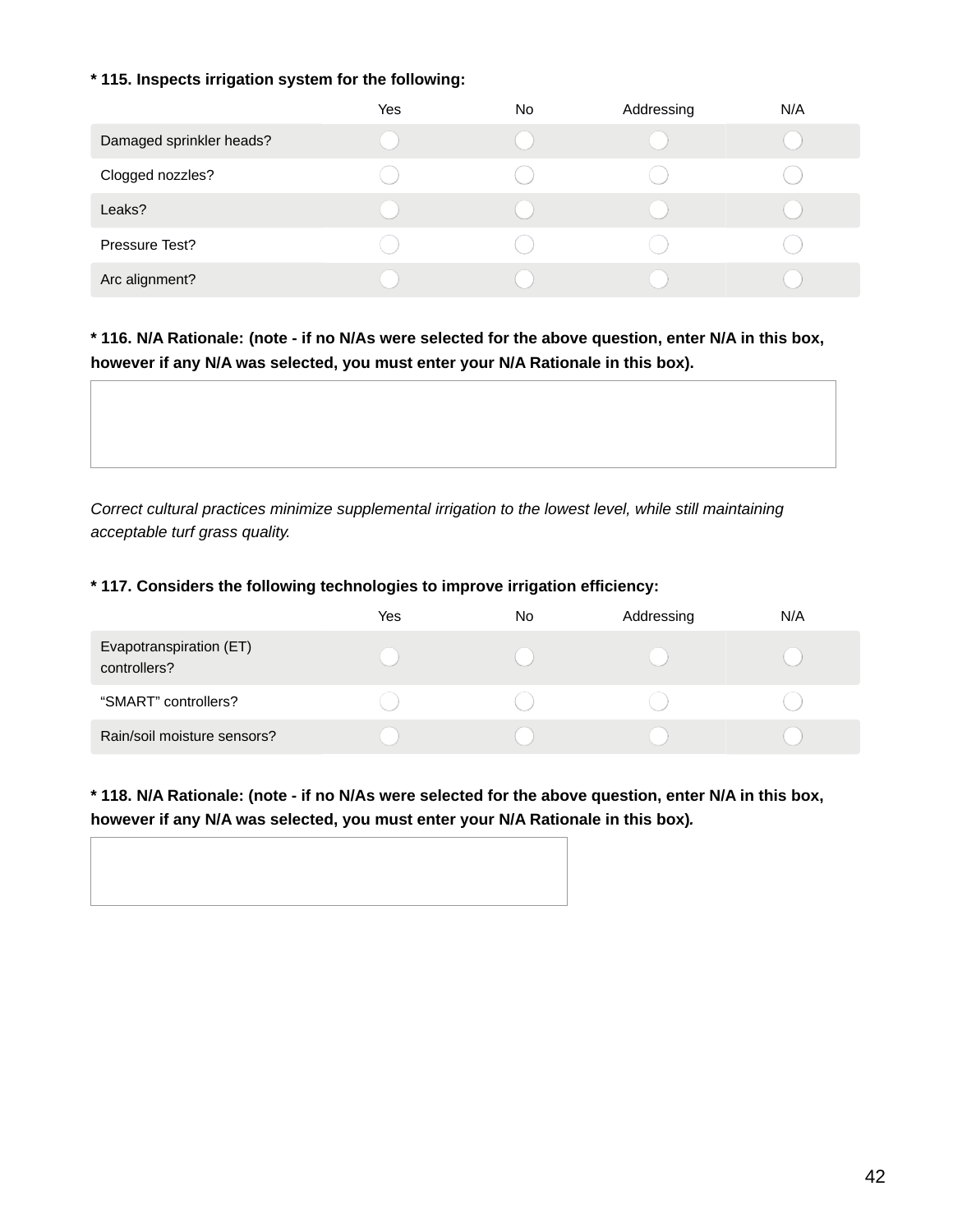**\* 115. Inspects irrigation system for the following:**

| | Yes | No | Addressing | N/A |
|---|---|---|---|---|
| Damaged sprinkler heads? | ◯ | ◯ | ◯ | ◯ |
| Clogged nozzles? | ◯ | ◯ | ◯ | ◯ |
| Leaks? | ◯ | ◯ | ◯ | ◯ |
| Pressure Test? | ◯ | ◯ | ◯ | ◯ |
| Arc alignment? | ◯ | ◯ | ◯ | ◯ |

**\* 116. N/A Rationale: (note - if no N/As were selected for the above question, enter N/A in this box, however if any N/A was selected, you must enter your N/A Rationale in this box).**

*Correct cultural practices minimize supplemental irrigation to the lowest level, while still maintaining acceptable turf grass quality.*

**\* 117. Considers the following technologies to improve irrigation efficiency:**

| | Yes | No | Addressing | N/A |
|---|---|---|---|---|
| Evapotranspiration (ET) controllers? | ◯ | ◯ | ◯ | ◯ |
| “SMART” controllers? | ◯ | ◯ | ◯ | ◯ |
| Rain/soil moisture sensors? | ◯ | ◯ | ◯ | ◯ |

**\* 118. N/A Rationale: (note - if no N/As were selected for the above question, enter N/A in this box, however if any N/A was selected, you must enter your N/A Rationale in this box).**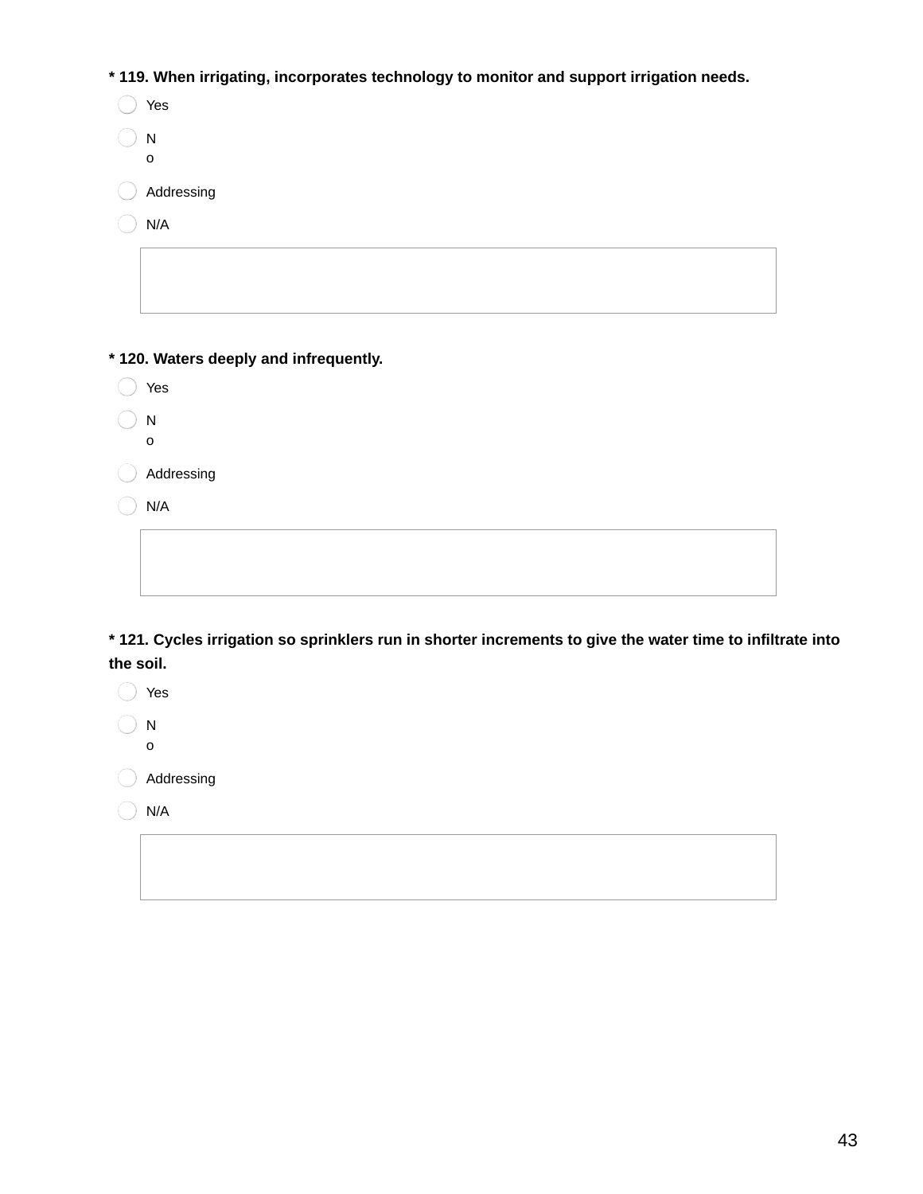**\* 119. When irrigating, incorporates technology to monitor and support irrigation needs.**

- ◯ Yes
- ◯ No
- ◯ Addressing
- ◯ N/A

**\* 120. Waters deeply and infrequently.**

- ◯ Yes
- ◯ No
- ◯ Addressing
- ◯ N/A

**\* 121. Cycles irrigation so sprinklers run in shorter increments to give the water time to infiltrate into the soil.**

- ◯ Yes
- ◯ No
- ◯ Addressing
- ◯ N/A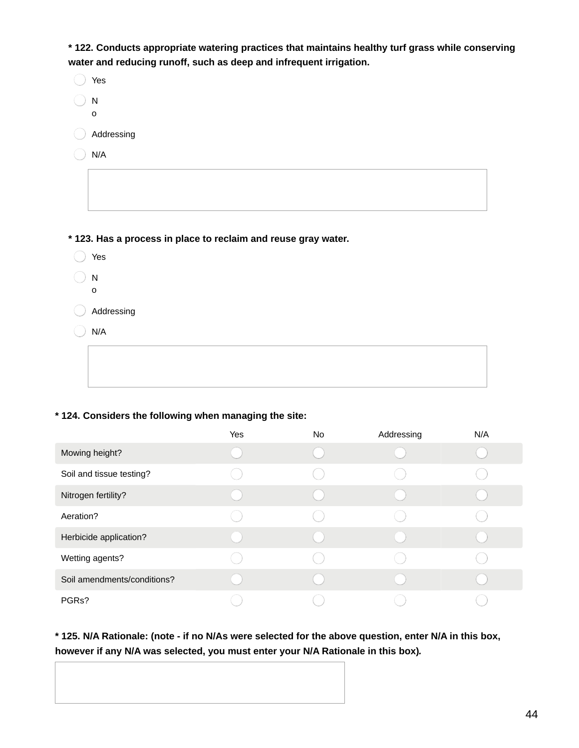**\* 122. Conducts appropriate watering practices that maintains healthy turf grass while conserving water and reducing runoff, such as deep and infrequent irrigation.**

- Yes
- No
- Addressing
- N/A

**\* 123. Has a process in place to reclaim and reuse gray water.**

- Yes
- No
- Addressing
- N/A

**\* 124. Considers the following when managing the site:**

| | Yes | No | Addressing | N/A |
|---|---|---|---|---|
| Mowing height? | | | | |
| Soil and tissue testing? | | | | |
| Nitrogen fertility? | | | | |
| Aeration? | | | | |
| Herbicide application? | | | | |
| Wetting agents? | | | | |
| Soil amendments/conditions? | | | | |
| PGRs? | | | | |

**\* 125. N/A Rationale: (note - if no N/As were selected for the above question, enter N/A in this box, however if any N/A was selected, you must enter your N/A Rationale in this box).**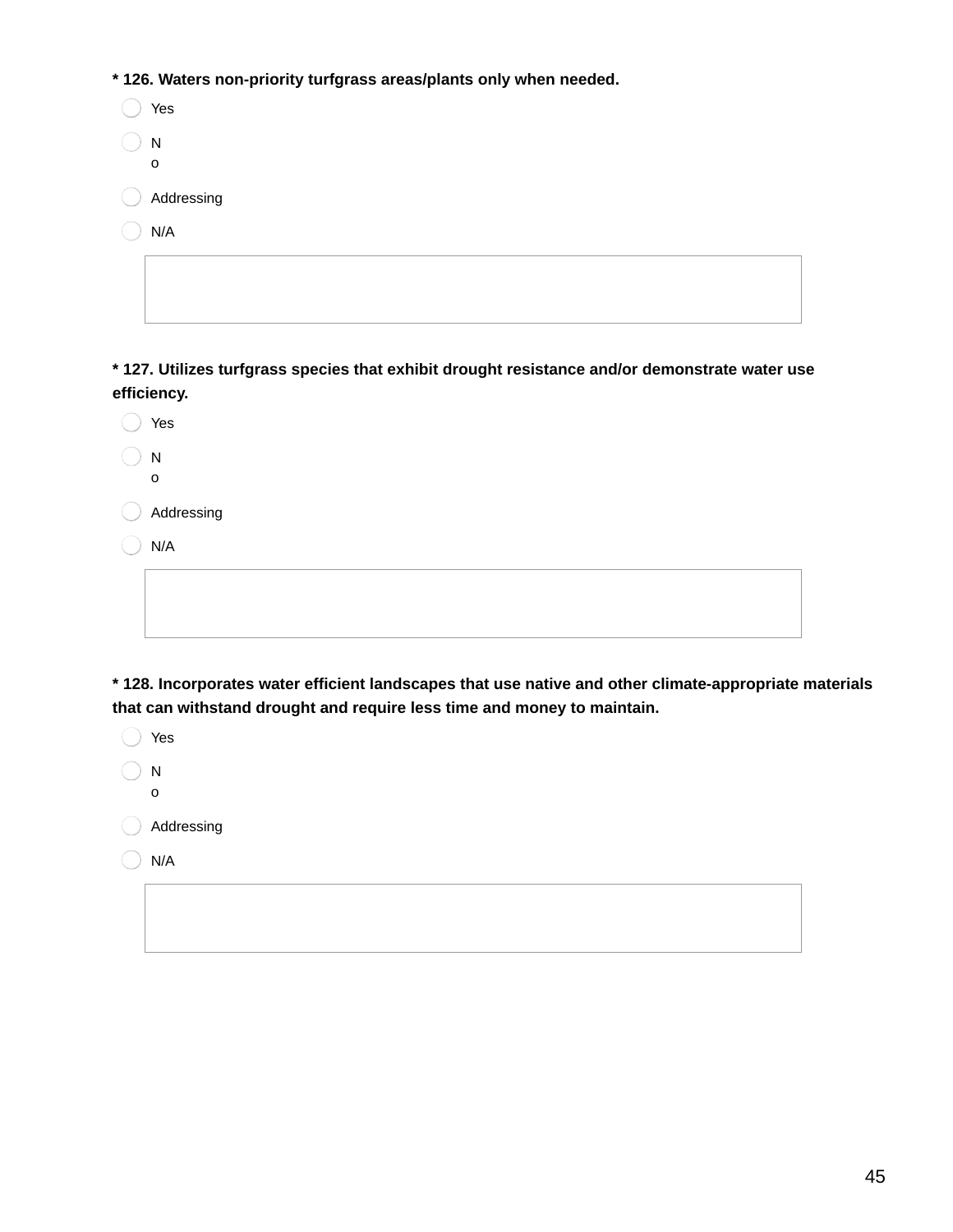**\* 126. Waters non-priority turfgrass areas/plants only when needed.**

- Yes
- No
- Addressing
- N/A

**\* 127. Utilizes turfgrass species that exhibit drought resistance and/or demonstrate water use efficiency.**

- Yes
- No
- Addressing
- N/A

**\* 128. Incorporates water efficient landscapes that use native and other climate-appropriate materials that can withstand drought and require less time and money to maintain.**

- Yes
- No
- Addressing
- N/A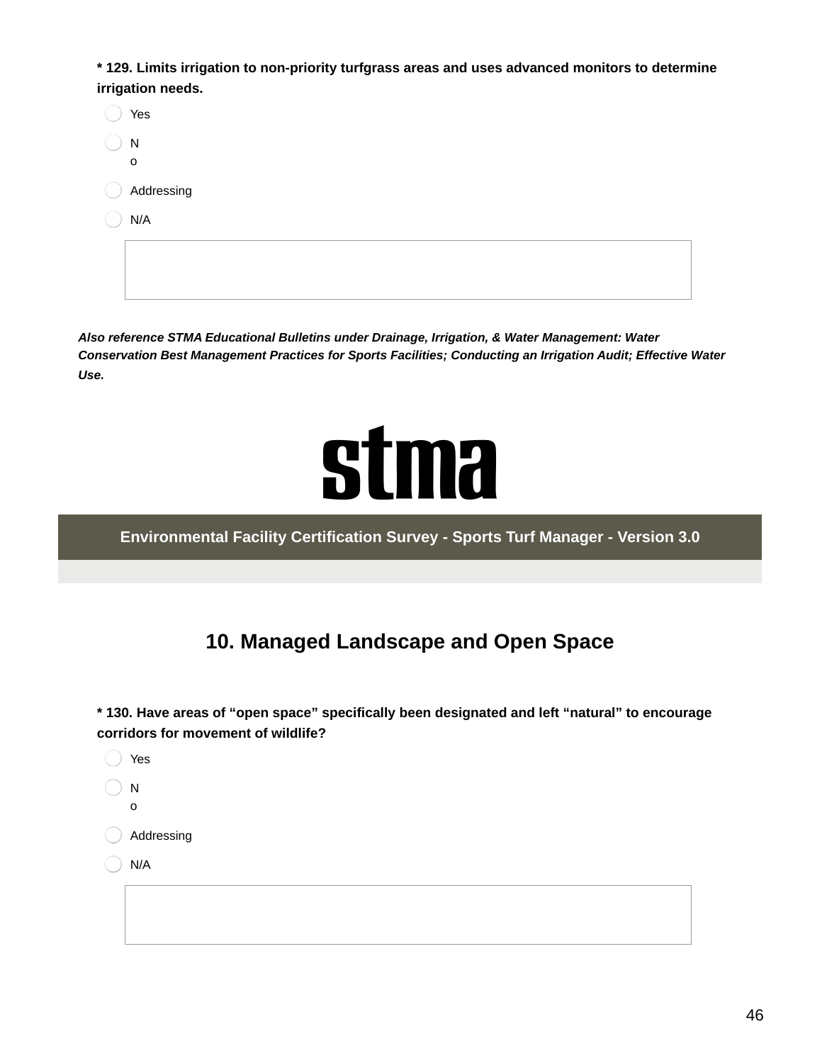**\* 129. Limits irrigation to non-priority turfgrass areas and uses advanced monitors to determine irrigation needs.**

- Yes
- No
- Addressing
- N/A

*Also reference STMA Educational Bulletins under Drainage, Irrigation, & Water Management: Water Conservation Best Management Practices for Sports Facilities; Conducting an Irrigation Audit; Effective Water Use.*

stma

**Environmental Facility Certification Survey - Sports Turf Manager - Version 3.0**

## 10. Managed Landscape and Open Space

**\* 130. Have areas of “open space” specifically been designated and left “natural” to encourage corridors for movement of wildlife?**

- Yes
- No
- Addressing
- N/A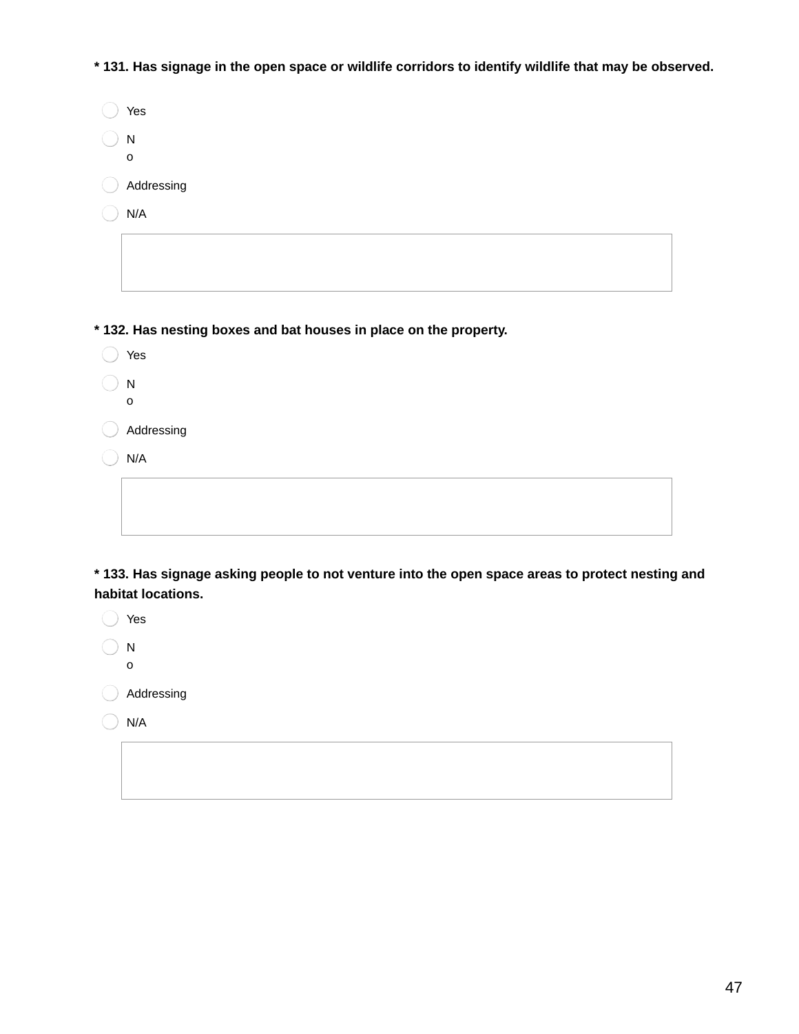**\* 131. Has signage in the open space or wildlife corridors to identify wildlife that may be observed.**

- Yes
- No
- Addressing
- N/A

**\* 132. Has nesting boxes and bat houses in place on the property.**

- Yes
- No
- Addressing
- N/A

**\* 133. Has signage asking people to not venture into the open space areas to protect nesting and habitat locations.**

- Yes
- No
- Addressing
- N/A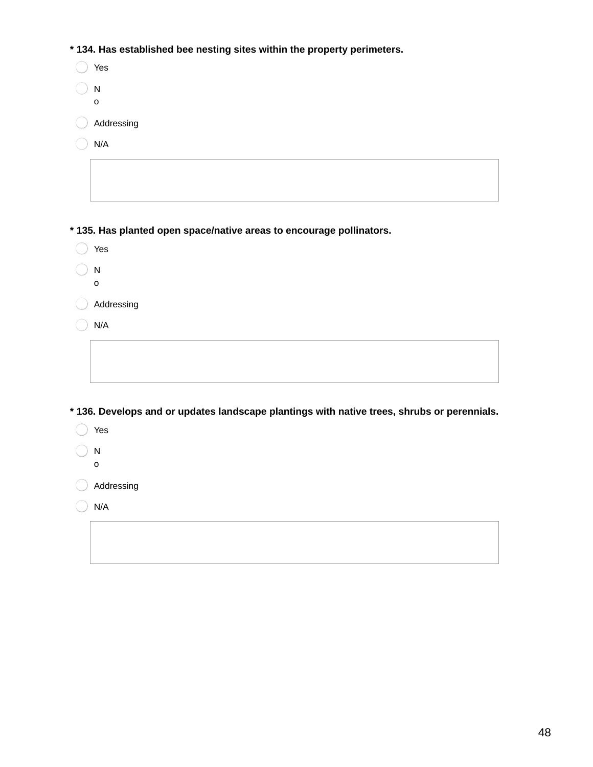**\* 134. Has established bee nesting sites within the property perimeters.**

- Yes
- No
- Addressing
- N/A

**\* 135. Has planted open space/native areas to encourage pollinators.**

- Yes
- No
- Addressing
- N/A

**\* 136. Develops and or updates landscape plantings with native trees, shrubs or perennials.**

- Yes
- No
- Addressing
- N/A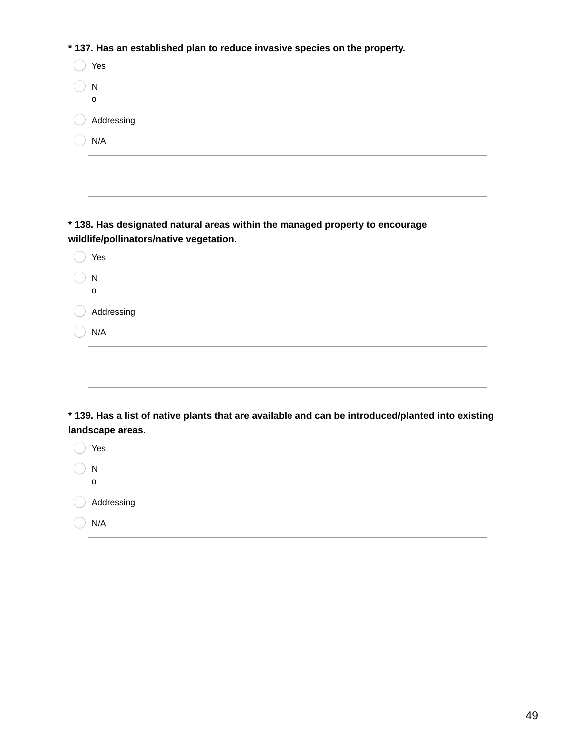**\* 137. Has an established plan to reduce invasive species on the property.**

- Yes
- No
- Addressing
- N/A

**\* 138. Has designated natural areas within the managed property to encourage wildlife/pollinators/native vegetation.**

- Yes
- No
- Addressing
- N/A

**\* 139. Has a list of native plants that are available and can be introduced/planted into existing landscape areas.**

- Yes
- No
- Addressing
- N/A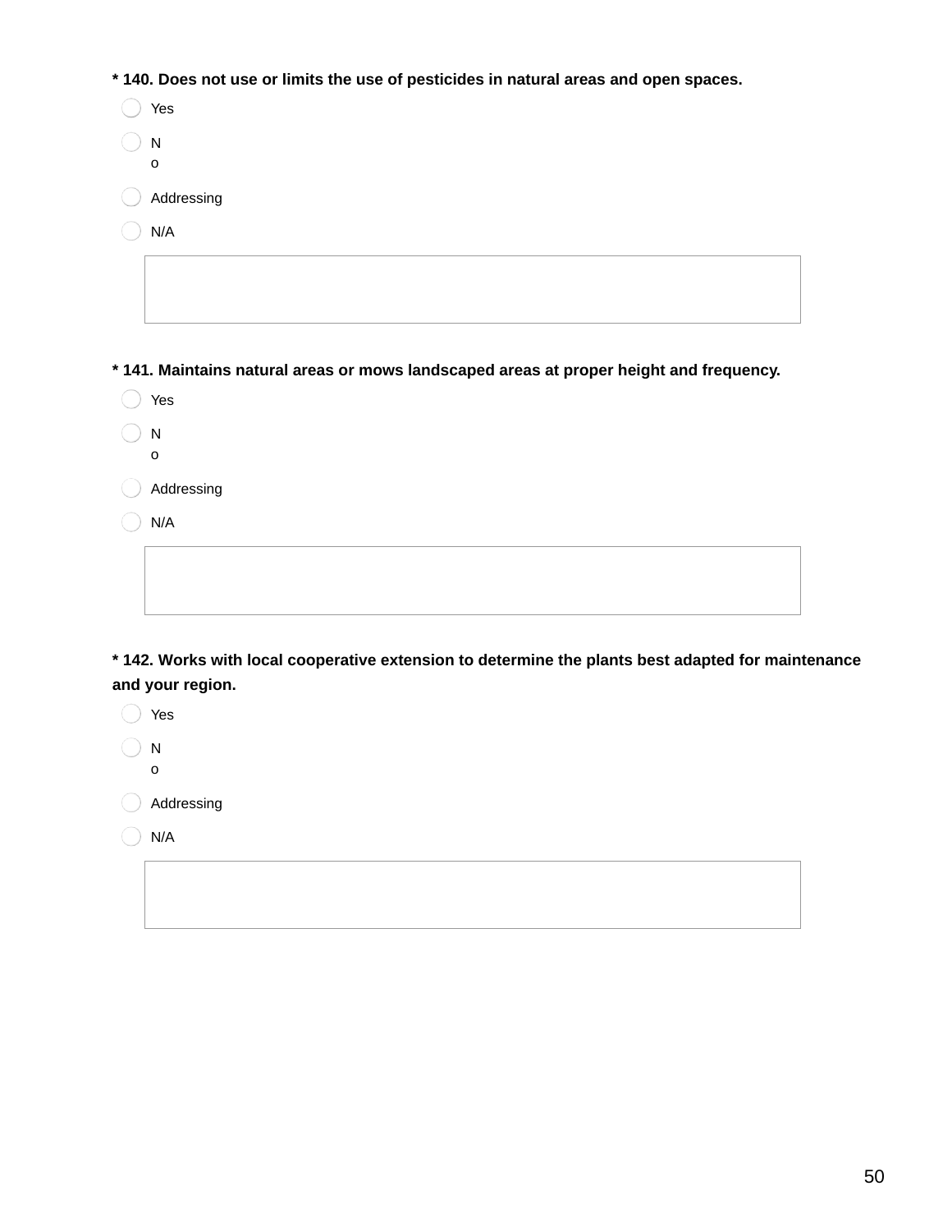**\* 140. Does not use or limits the use of pesticides in natural areas and open spaces.**

- Yes
- No
- Addressing
- N/A

**\* 141. Maintains natural areas or mows landscaped areas at proper height and frequency.**

- Yes
- No
- Addressing
- N/A

**\* 142. Works with local cooperative extension to determine the plants best adapted for maintenance and your region.**

- Yes
- No
- Addressing
- N/A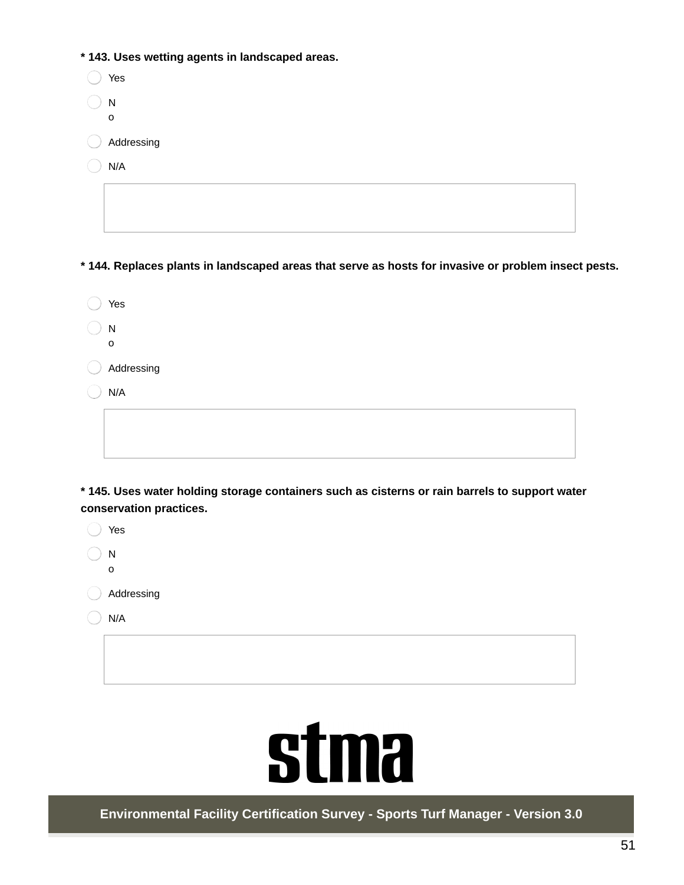**\* 143. Uses wetting agents in landscaped areas.**

- Yes
- No
- Addressing
- N/A

**\* 144. Replaces plants in landscaped areas that serve as hosts for invasive or problem insect pests.**

- Yes
- No
- Addressing
- N/A

**\* 145. Uses water holding storage containers such as cisterns or rain barrels to support water conservation practices.**

- Yes
- No
- Addressing
- N/A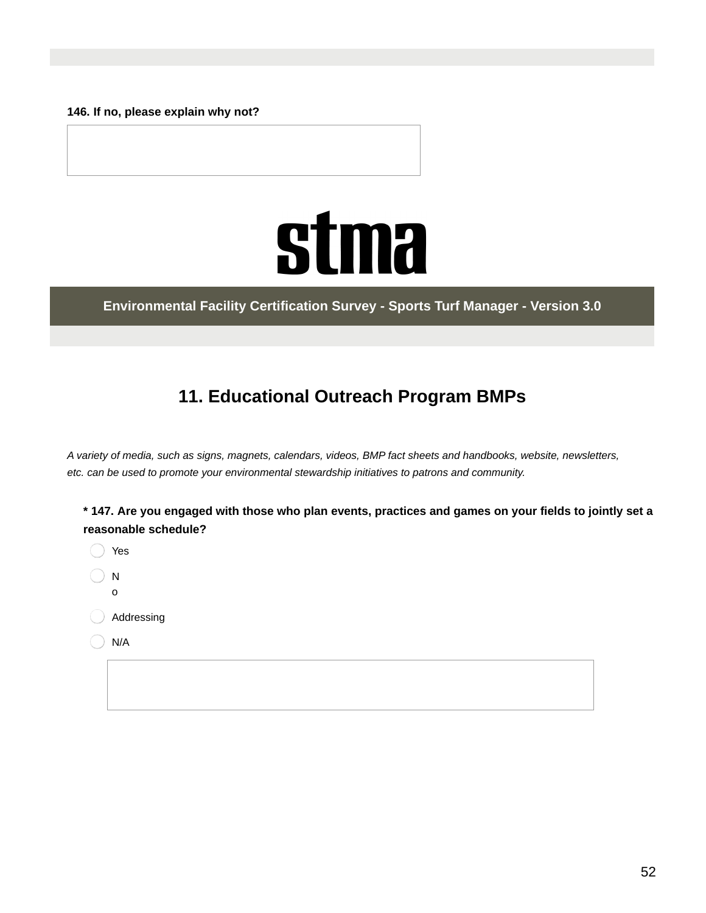**146. If no, please explain why not?**

&nbsp;

**stma**

**Environmental Facility Certification Survey - Sports Turf Manager - Version 3.0**

## 11. Educational Outreach Program BMPs

*A variety of media, such as signs, magnets, calendars, videos, BMP fact sheets and handbooks, website, newsletters, etc. can be used to promote your environmental stewardship initiatives to patrons and community.*

**\* 147. Are you engaged with those who plan events, practices and games on your fields to jointly set a reasonable schedule?**

- Yes
- No
- Addressing
- N/A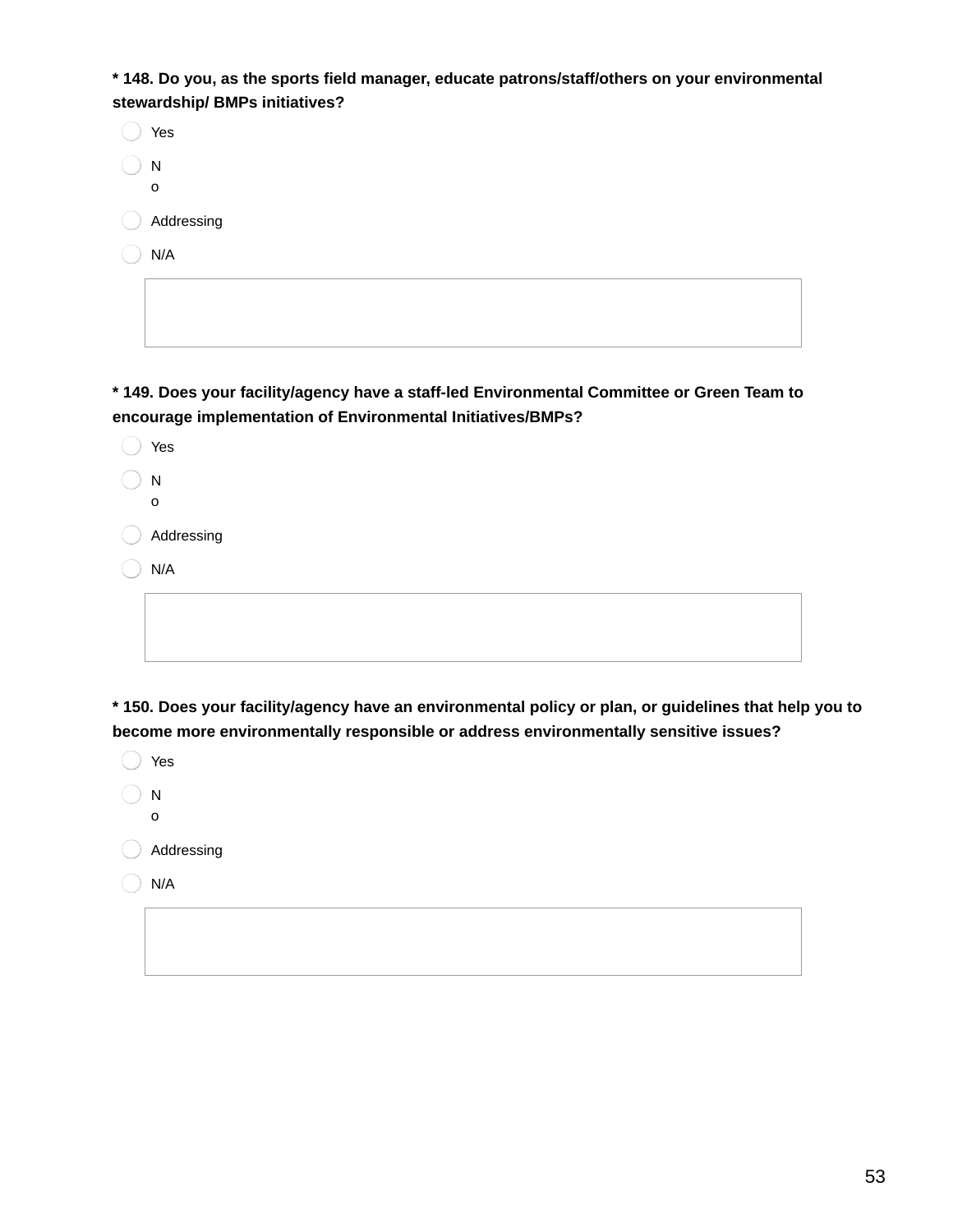**\* 148. Do you, as the sports field manager, educate patrons/staff/others on your environmental stewardship/ BMPs initiatives?**

- Yes
- No
- Addressing
- N/A

**\* 149. Does your facility/agency have a staff-led Environmental Committee or Green Team to encourage implementation of Environmental Initiatives/BMPs?**

- Yes
- No
- Addressing
- N/A

**\* 150. Does your facility/agency have an environmental policy or plan, or guidelines that help you to become more environmentally responsible or address environmentally sensitive issues?**

- Yes
- No
- Addressing
- N/A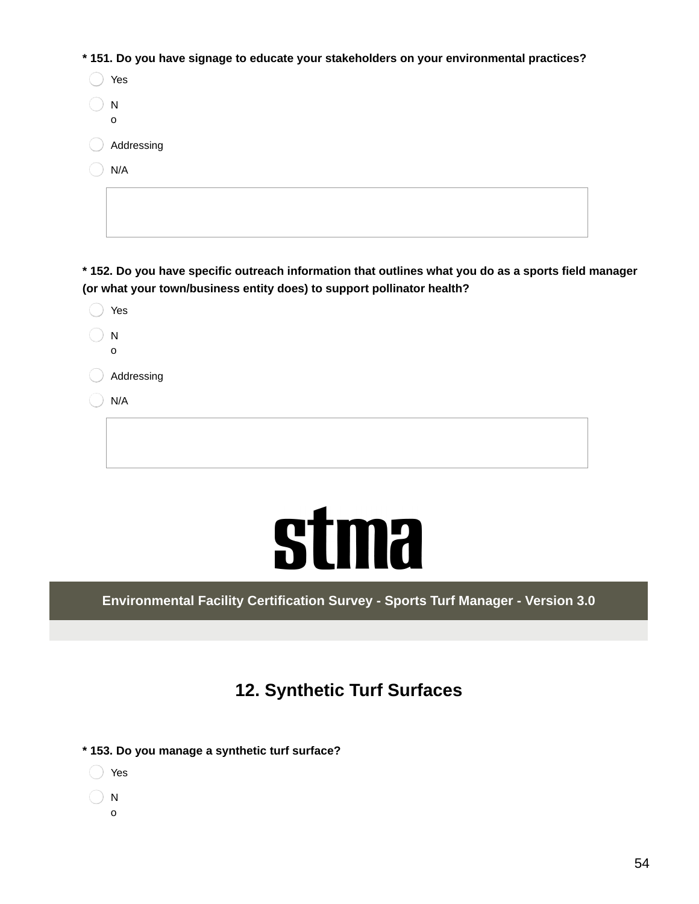**\* 151. Do you have signage to educate your stakeholders on your environmental practices?**

- Yes
- No
- Addressing
- N/A

**\* 152. Do you have specific outreach information that outlines what you do as a sports field manager (or what your town/business entity does) to support pollinator health?**

- Yes
- No
- Addressing
- N/A

stma

**Environmental Facility Certification Survey - Sports Turf Manager - Version 3.0**

## 12. Synthetic Turf Surfaces

**\* 153. Do you manage a synthetic turf surface?**

- Yes
- No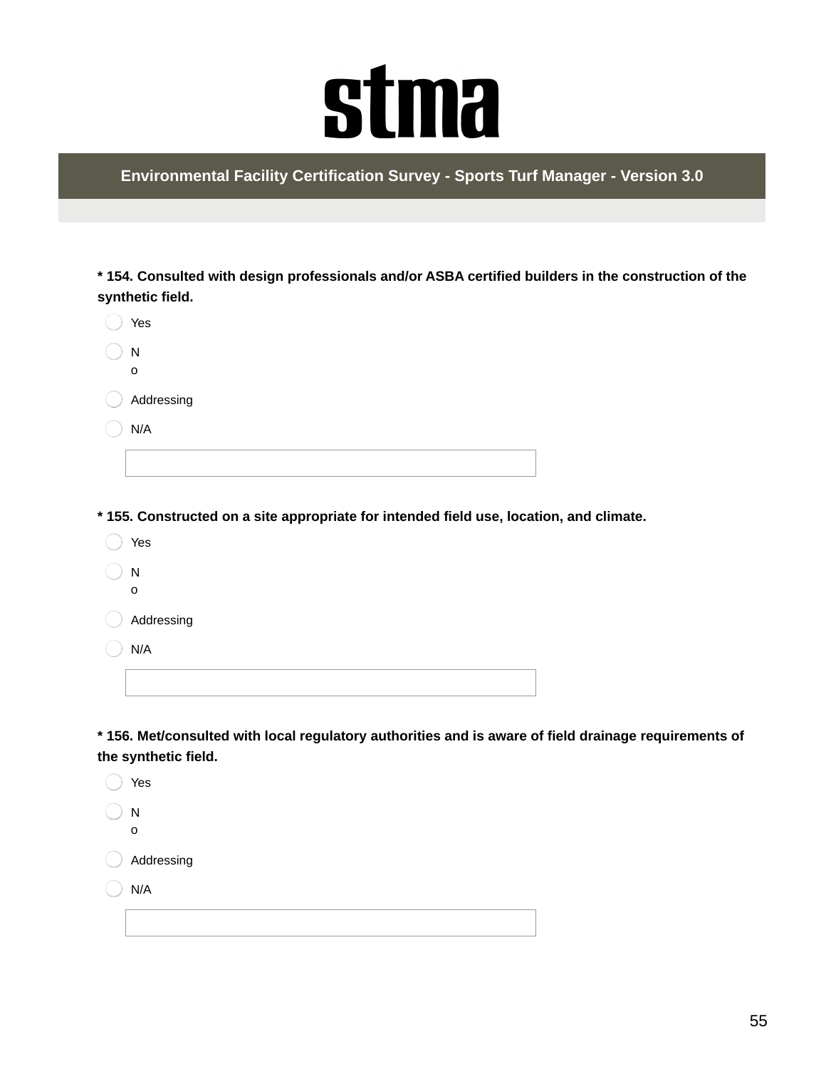# stma

## Environmental Facility Certification Survey - Sports Turf Manager - Version 3.0

**\* 154. Consulted with design professionals and/or ASBA certified builders in the construction of the synthetic field.**

- Yes
- No
- Addressing
- N/A

**\* 155. Constructed on a site appropriate for intended field use, location, and climate.**

- Yes
- No
- Addressing
- N/A

**\* 156. Met/consulted with local regulatory authorities and is aware of field drainage requirements of the synthetic field.**

- Yes
- No
- Addressing
- N/A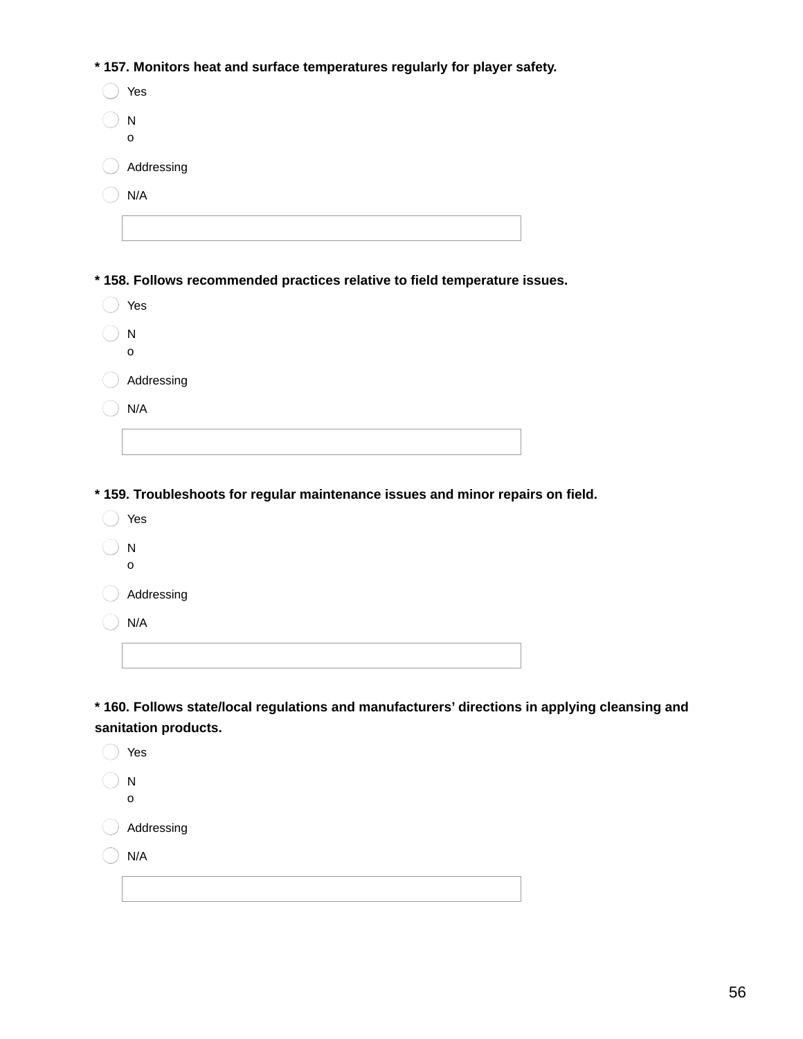**\* 157. Monitors heat and surface temperatures regularly for player safety.**

- Yes
- No
- Addressing
- N/A

**\* 158. Follows recommended practices relative to field temperature issues.**

- Yes
- No
- Addressing
- N/A

**\* 159. Troubleshoots for regular maintenance issues and minor repairs on field.**

- Yes
- No
- Addressing
- N/A

**\* 160. Follows state/local regulations and manufacturers' directions in applying cleansing and sanitation products.**

- Yes
- No
- Addressing
- N/A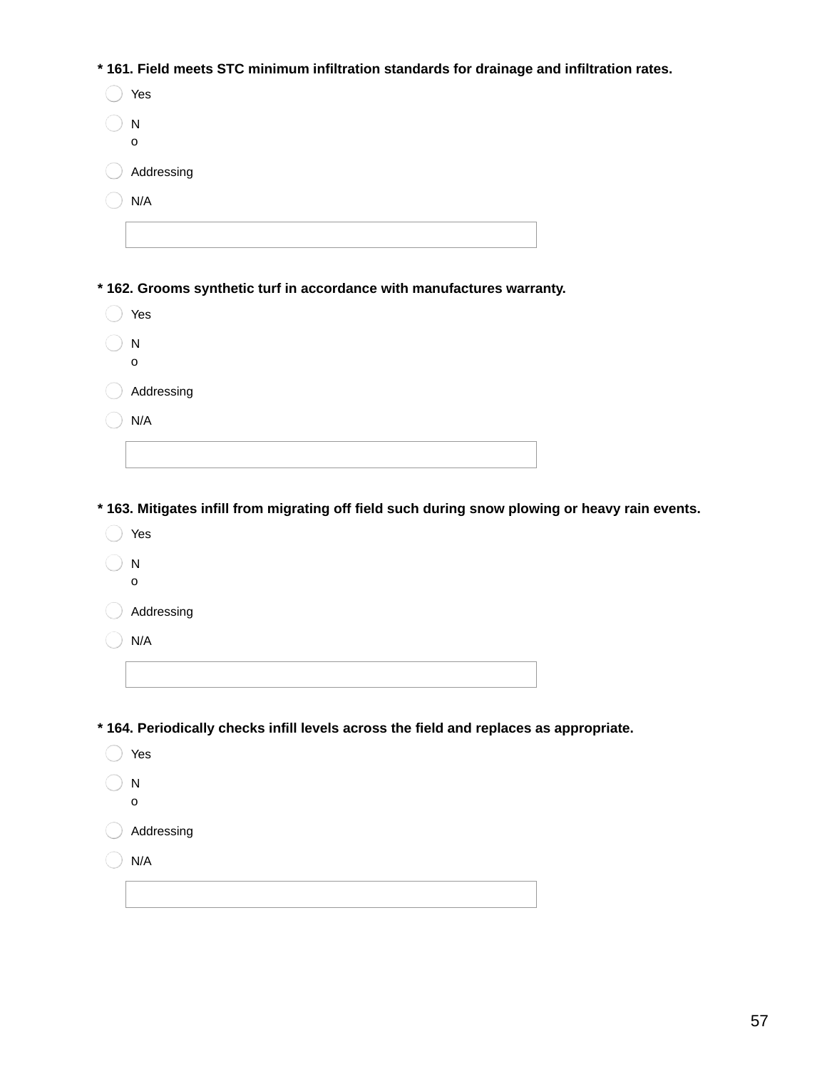**\* 161. Field meets STC minimum infiltration standards for drainage and infiltration rates.**

- ◯ Yes
- ◯ No
- ◯ Addressing
- ◯ N/A

**\* 162. Grooms synthetic turf in accordance with manufactures warranty.**

- ◯ Yes
- ◯ No
- ◯ Addressing
- ◯ N/A

**\* 163. Mitigates infill from migrating off field such during snow plowing or heavy rain events.**

- ◯ Yes
- ◯ No
- ◯ Addressing
- ◯ N/A

**\* 164. Periodically checks infill levels across the field and replaces as appropriate.**

- ◯ Yes
- ◯ No
- ◯ Addressing
- ◯ N/A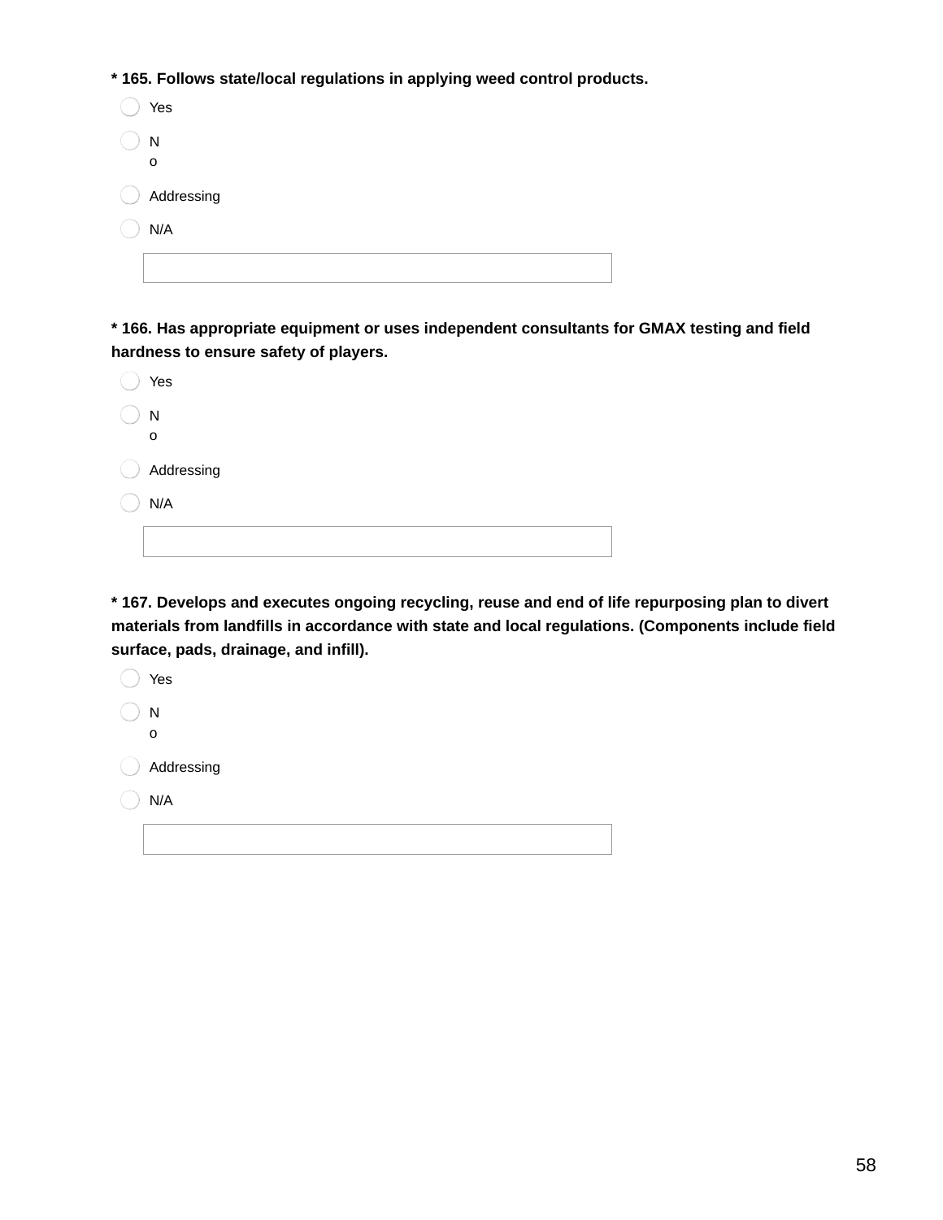**\* 165. Follows state/local regulations in applying weed control products.**

- Yes
- No
- Addressing
- N/A

**\* 166. Has appropriate equipment or uses independent consultants for GMAX testing and field hardness to ensure safety of players.**

- Yes
- No
- Addressing
- N/A

**\* 167. Develops and executes ongoing recycling, reuse and end of life repurposing plan to divert materials from landfills in accordance with state and local regulations. (Components include field surface, pads, drainage, and infill).**

- Yes
- No
- Addressing
- N/A